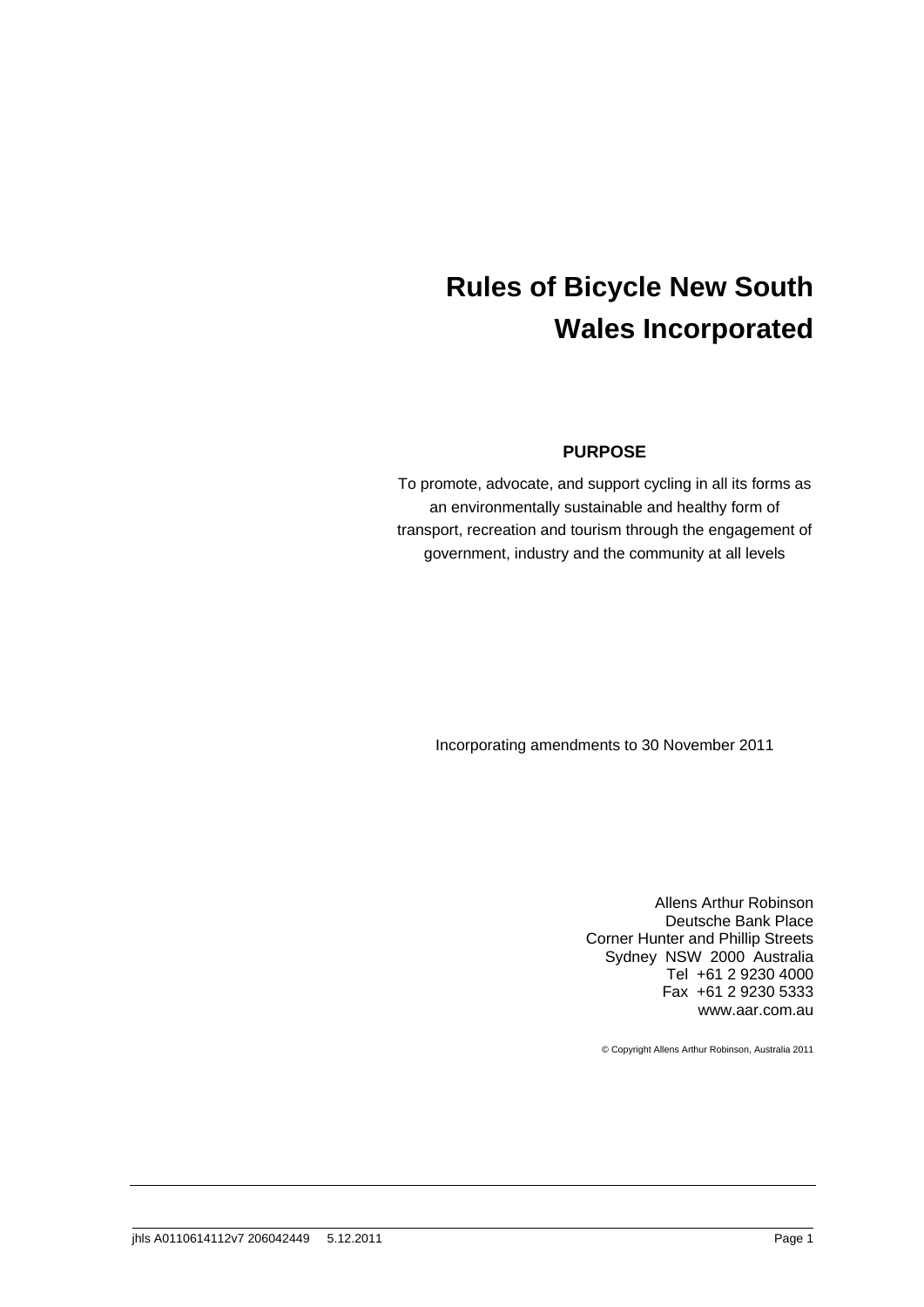# Rules of Bicycle New South Wales Incorporated

**PURPOSE**

To promote, advocate, and support cycling in all its forms as an environmentally sustainable and healthy form of transport, recreation and tourism through the engagement of government, industry and the community at all levels

Incorporating amendments to 30 November 2011

Allens Arthur Robinson
Deutsche Bank Place
Corner Hunter and Phillip Streets
Sydney NSW 2000 Australia
Tel +61 2 9230 4000
Fax +61 2 9230 5333
www.aar.com.au

© Copyright Allens Arthur Robinson, Australia 2011

jhls A0110614112v7 206042449 5.12.2011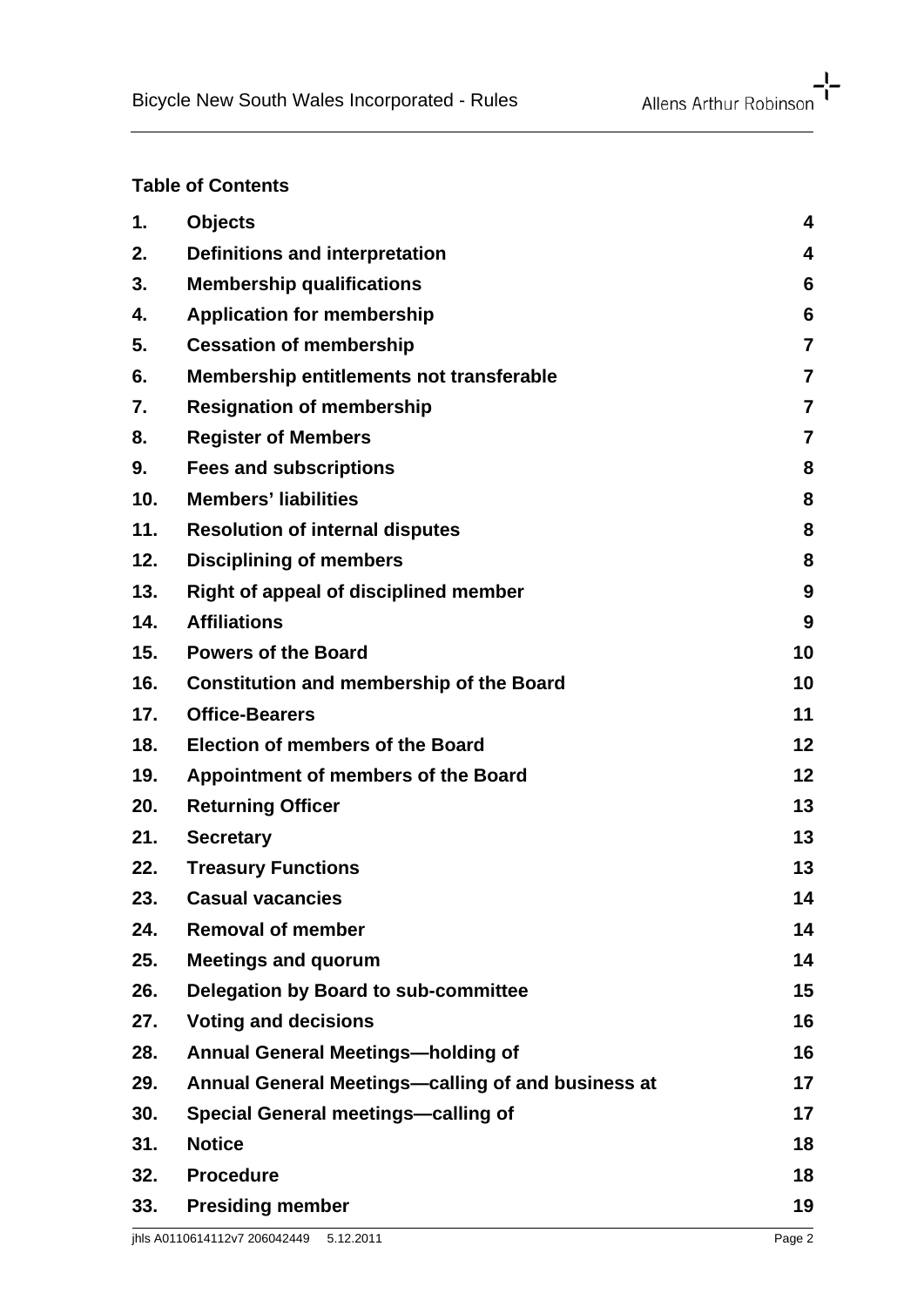**Table of Contents**

| | | |
|---|---|---|
| **1.** | **Objects** | **4** |
| **2.** | **Definitions and interpretation** | **4** |
| **3.** | **Membership qualifications** | **6** |
| **4.** | **Application for membership** | **6** |
| **5.** | **Cessation of membership** | **7** |
| **6.** | **Membership entitlements not transferable** | **7** |
| **7.** | **Resignation of membership** | **7** |
| **8.** | **Register of Members** | **7** |
| **9.** | **Fees and subscriptions** | **8** |
| **10.** | **Members' liabilities** | **8** |
| **11.** | **Resolution of internal disputes** | **8** |
| **12.** | **Disciplining of members** | **8** |
| **13.** | **Right of appeal of disciplined member** | **9** |
| **14.** | **Affiliations** | **9** |
| **15.** | **Powers of the Board** | **10** |
| **16.** | **Constitution and membership of the Board** | **10** |
| **17.** | **Office-Bearers** | **11** |
| **18.** | **Election of members of the Board** | **12** |
| **19.** | **Appointment of members of the Board** | **12** |
| **20.** | **Returning Officer** | **13** |
| **21.** | **Secretary** | **13** |
| **22.** | **Treasury Functions** | **13** |
| **23.** | **Casual vacancies** | **14** |
| **24.** | **Removal of member** | **14** |
| **25.** | **Meetings and quorum** | **14** |
| **26.** | **Delegation by Board to sub-committee** | **15** |
| **27.** | **Voting and decisions** | **16** |
| **28.** | **Annual General Meetings—holding of** | **16** |
| **29.** | **Annual General Meetings—calling of and business at** | **17** |
| **30.** | **Special General meetings—calling of** | **17** |
| **31.** | **Notice** | **18** |
| **32.** | **Procedure** | **18** |
| **33.** | **Presiding member** | **19** |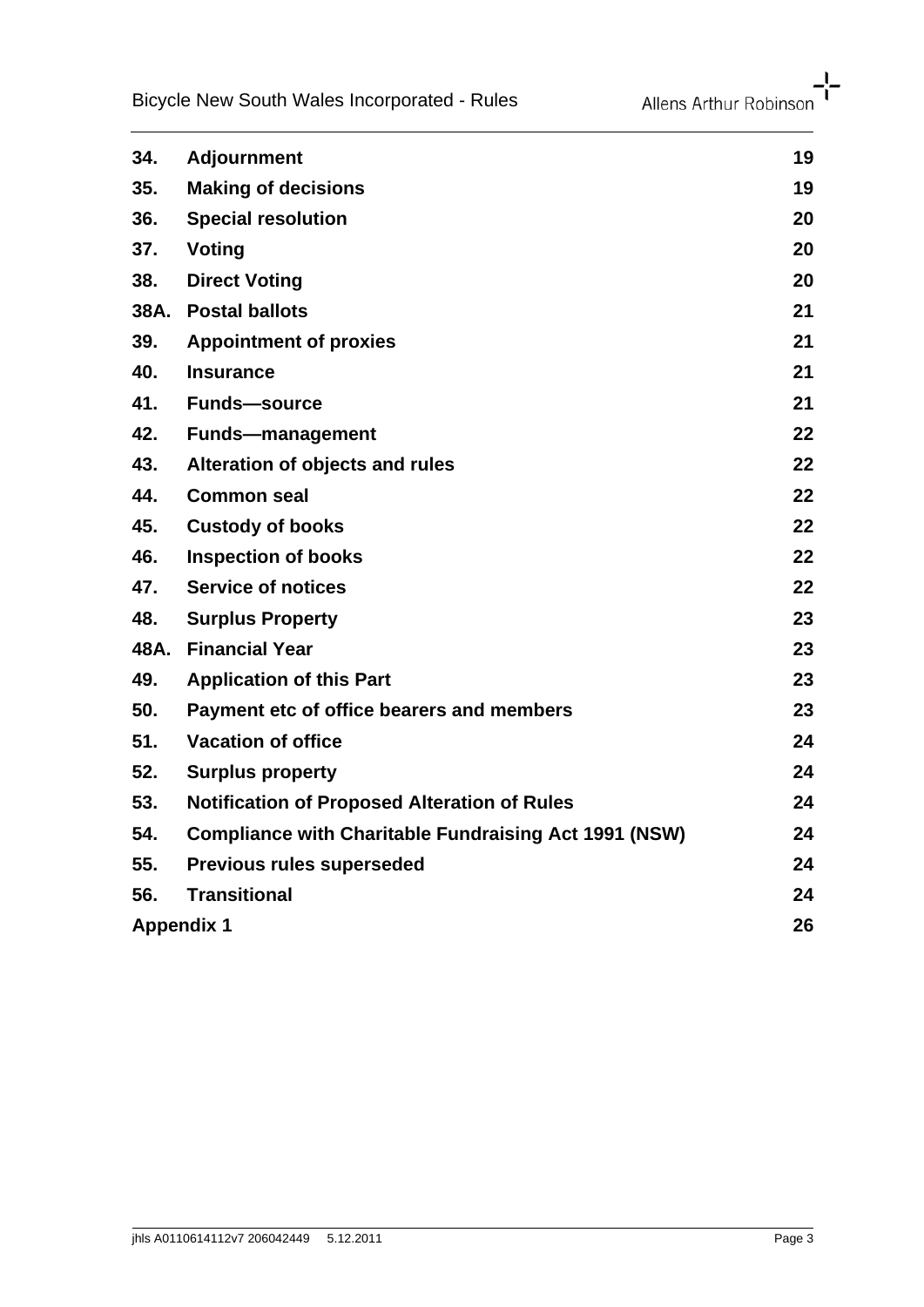| | | |
|---|---|---|
| **34.** | **Adjournment** | **19** |
| **35.** | **Making of decisions** | **19** |
| **36.** | **Special resolution** | **20** |
| **37.** | **Voting** | **20** |
| **38.** | **Direct Voting** | **20** |
| **38A.** | **Postal ballots** | **21** |
| **39.** | **Appointment of proxies** | **21** |
| **40.** | **Insurance** | **21** |
| **41.** | **Funds—source** | **21** |
| **42.** | **Funds—management** | **22** |
| **43.** | **Alteration of objects and rules** | **22** |
| **44.** | **Common seal** | **22** |
| **45.** | **Custody of books** | **22** |
| **46.** | **Inspection of books** | **22** |
| **47.** | **Service of notices** | **22** |
| **48.** | **Surplus Property** | **23** |
| **48A.** | **Financial Year** | **23** |
| **49.** | **Application of this Part** | **23** |
| **50.** | **Payment etc of office bearers and members** | **23** |
| **51.** | **Vacation of office** | **24** |
| **52.** | **Surplus property** | **24** |
| **53.** | **Notification of Proposed Alteration of Rules** | **24** |
| **54.** | **Compliance with Charitable Fundraising Act 1991 (NSW)** | **24** |
| **55.** | **Previous rules superseded** | **24** |
| **56.** | **Transitional** | **24** |
| **Appendix 1** | | **26** |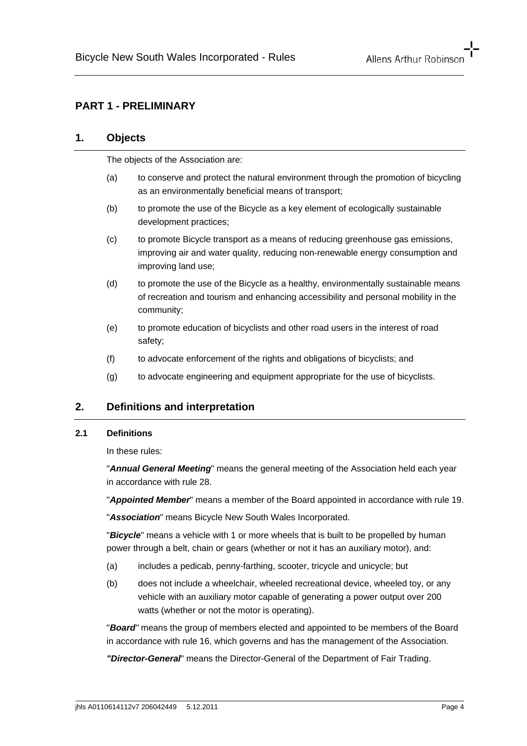# PART 1 - PRELIMINARY

## 1. Objects

The objects of the Association are:

(a) to conserve and protect the natural environment through the promotion of bicycling as an environmentally beneficial means of transport;

(b) to promote the use of the Bicycle as a key element of ecologically sustainable development practices;

(c) to promote Bicycle transport as a means of reducing greenhouse gas emissions, improving air and water quality, reducing non-renewable energy consumption and improving land use;

(d) to promote the use of the Bicycle as a healthy, environmentally sustainable means of recreation and tourism and enhancing accessibility and personal mobility in the community;

(e) to promote education of bicyclists and other road users in the interest of road safety;

(f) to advocate enforcement of the rights and obligations of bicyclists; and

(g) to advocate engineering and equipment appropriate for the use of bicyclists.

## 2. Definitions and interpretation

### 2.1 Definitions

In these rules:

"***Annual General Meeting***" means the general meeting of the Association held each year in accordance with rule 28.

"***Appointed Member***" means a member of the Board appointed in accordance with rule 19.

"***Association***" means Bicycle New South Wales Incorporated.

"***Bicycle***" means a vehicle with 1 or more wheels that is built to be propelled by human power through a belt, chain or gears (whether or not it has an auxiliary motor), and:

(a) includes a pedicab, penny-farthing, scooter, tricycle and unicycle; but

(b) does not include a wheelchair, wheeled recreational device, wheeled toy, or any vehicle with an auxiliary motor capable of generating a power output over 200 watts (whether or not the motor is operating).

"***Board***" means the group of members elected and appointed to be members of the Board in accordance with rule 16, which governs and has the management of the Association.

***"Director-General***" means the Director-General of the Department of Fair Trading.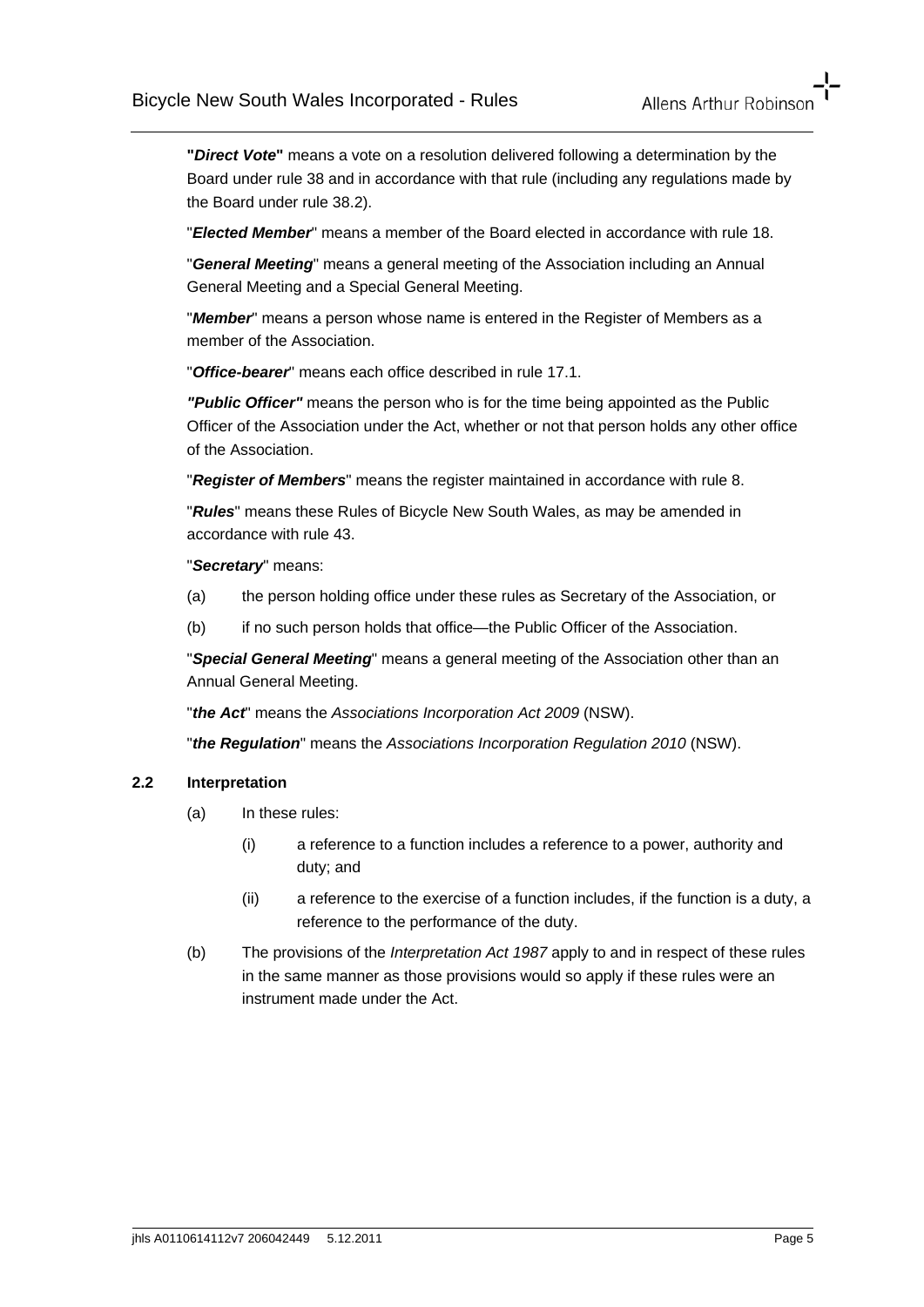"***Direct Vote***" means a vote on a resolution delivered following a determination by the Board under rule 38 and in accordance with that rule (including any regulations made by the Board under rule 38.2).

"***Elected Member***" means a member of the Board elected in accordance with rule 18.

"***General Meeting***" means a general meeting of the Association including an Annual General Meeting and a Special General Meeting.

"***Member***" means a person whose name is entered in the Register of Members as a member of the Association.

"***Office-bearer***" means each office described in rule 17.1.

***"Public Officer"*** means the person who is for the time being appointed as the Public Officer of the Association under the Act, whether or not that person holds any other office of the Association.

"***Register of Members***" means the register maintained in accordance with rule 8.

"***Rules***" means these Rules of Bicycle New South Wales, as may be amended in accordance with rule 43.

"***Secretary***" means:

(a) the person holding office under these rules as Secretary of the Association, or

(b) if no such person holds that office—the Public Officer of the Association.

"***Special General Meeting***" means a general meeting of the Association other than an Annual General Meeting.

"***the Act***" means the *Associations Incorporation Act 2009* (NSW).

"***the Regulation***" means the *Associations Incorporation Regulation 2010* (NSW).

### 2.2 Interpretation

(a) In these rules:

  (i) a reference to a function includes a reference to a power, authority and duty; and

  (ii) a reference to the exercise of a function includes, if the function is a duty, a reference to the performance of the duty.

(b) The provisions of the *Interpretation Act 1987* apply to and in respect of these rules in the same manner as those provisions would so apply if these rules were an instrument made under the Act.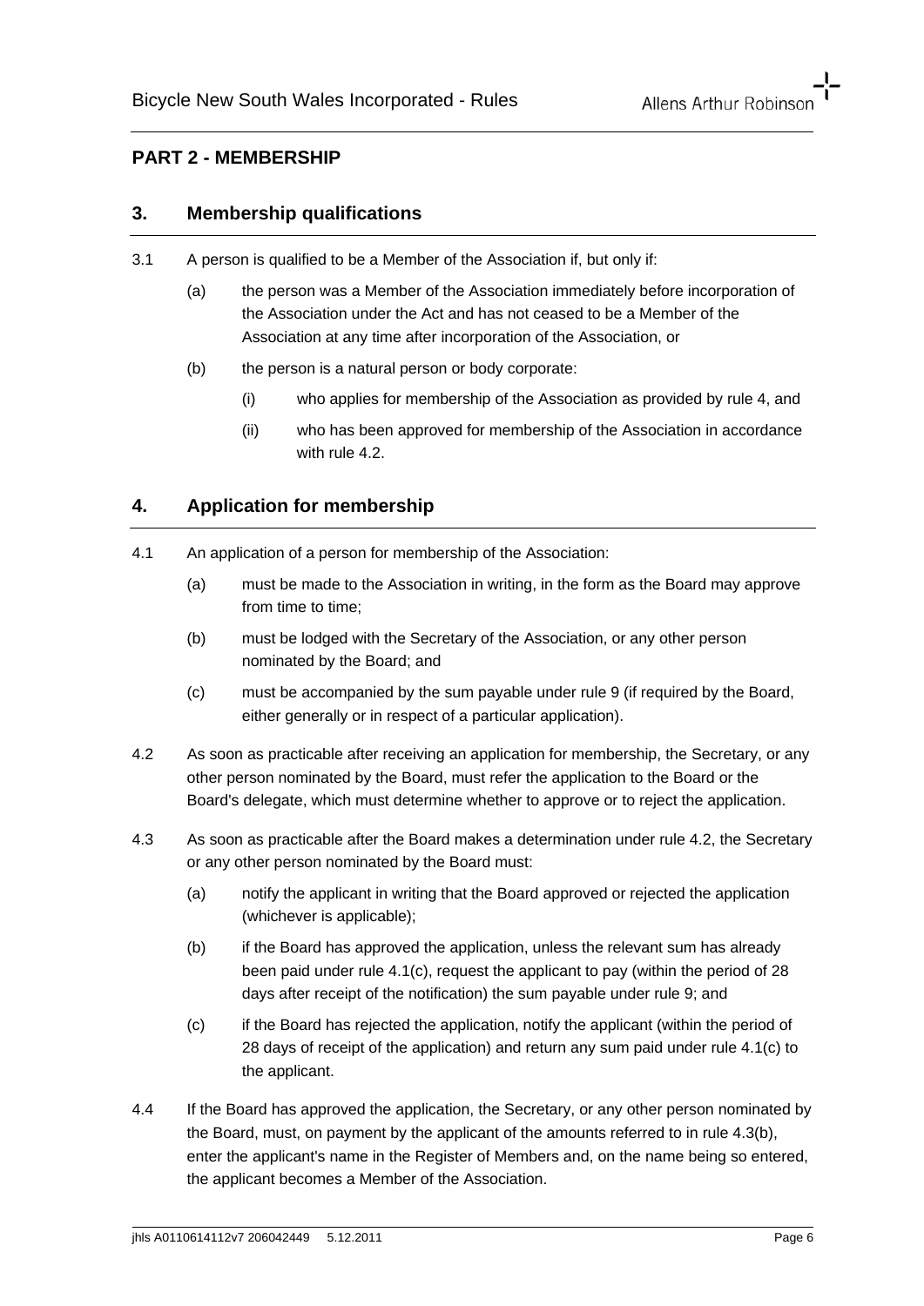## PART 2 - MEMBERSHIP

### 3. Membership qualifications

3.1 A person is qualified to be a Member of the Association if, but only if:

(a) the person was a Member of the Association immediately before incorporation of the Association under the Act and has not ceased to be a Member of the Association at any time after incorporation of the Association, or

(b) the person is a natural person or body corporate:

(i) who applies for membership of the Association as provided by rule 4, and

(ii) who has been approved for membership of the Association in accordance with rule 4.2.

### 4. Application for membership

4.1 An application of a person for membership of the Association:

(a) must be made to the Association in writing, in the form as the Board may approve from time to time;

(b) must be lodged with the Secretary of the Association, or any other person nominated by the Board; and

(c) must be accompanied by the sum payable under rule 9 (if required by the Board, either generally or in respect of a particular application).

4.2 As soon as practicable after receiving an application for membership, the Secretary, or any other person nominated by the Board, must refer the application to the Board or the Board's delegate, which must determine whether to approve or to reject the application.

4.3 As soon as practicable after the Board makes a determination under rule 4.2, the Secretary or any other person nominated by the Board must:

(a) notify the applicant in writing that the Board approved or rejected the application (whichever is applicable);

(b) if the Board has approved the application, unless the relevant sum has already been paid under rule 4.1(c), request the applicant to pay (within the period of 28 days after receipt of the notification) the sum payable under rule 9; and

(c) if the Board has rejected the application, notify the applicant (within the period of 28 days of receipt of the application) and return any sum paid under rule 4.1(c) to the applicant.

4.4 If the Board has approved the application, the Secretary, or any other person nominated by the Board, must, on payment by the applicant of the amounts referred to in rule 4.3(b), enter the applicant's name in the Register of Members and, on the name being so entered, the applicant becomes a Member of the Association.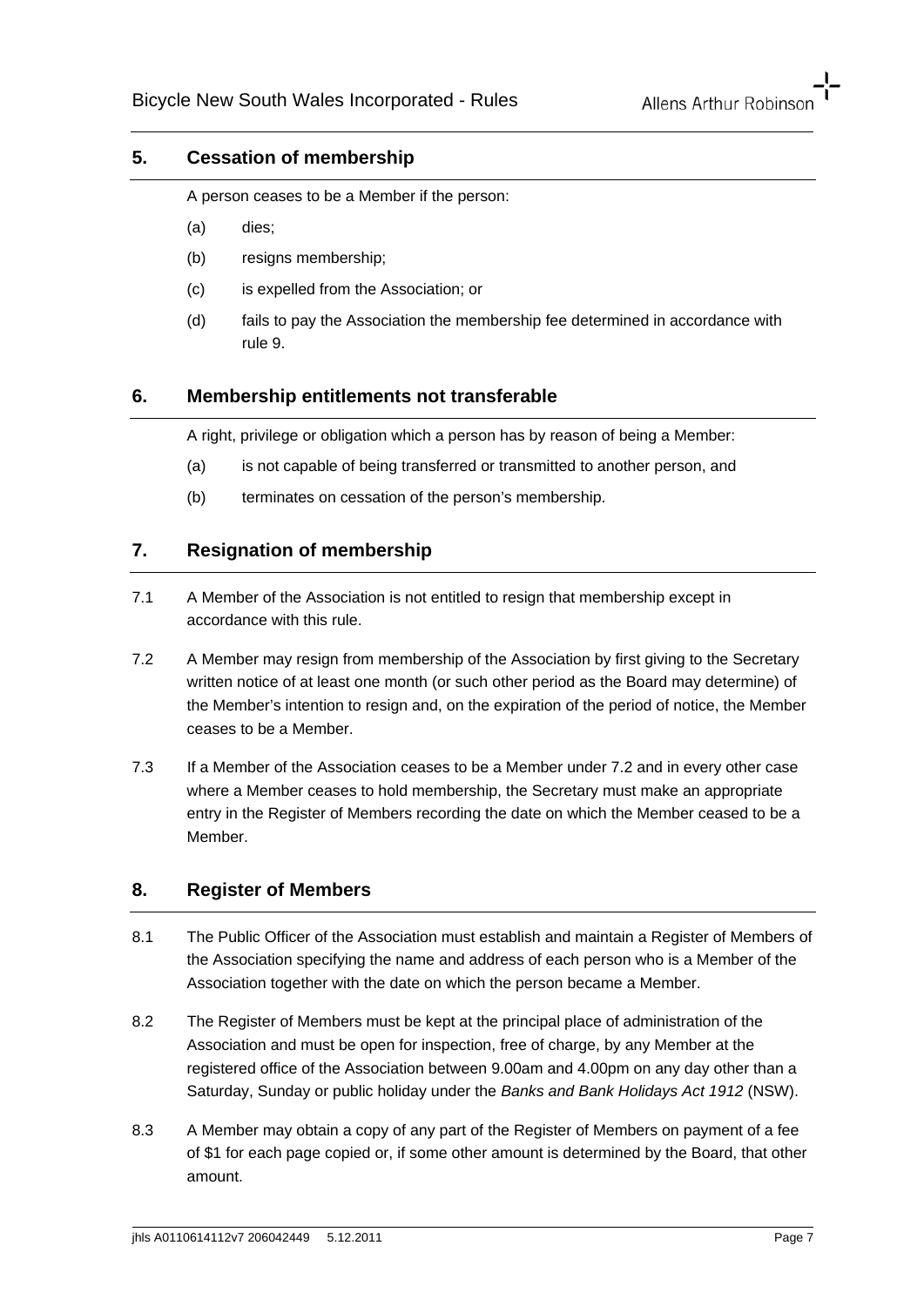## 5. Cessation of membership

A person ceases to be a Member if the person:

(a) dies;

(b) resigns membership;

(c) is expelled from the Association; or

(d) fails to pay the Association the membership fee determined in accordance with rule 9.

## 6. Membership entitlements not transferable

A right, privilege or obligation which a person has by reason of being a Member:

(a) is not capable of being transferred or transmitted to another person, and

(b) terminates on cessation of the person's membership.

## 7. Resignation of membership

7.1 A Member of the Association is not entitled to resign that membership except in accordance with this rule.

7.2 A Member may resign from membership of the Association by first giving to the Secretary written notice of at least one month (or such other period as the Board may determine) of the Member's intention to resign and, on the expiration of the period of notice, the Member ceases to be a Member.

7.3 If a Member of the Association ceases to be a Member under 7.2 and in every other case where a Member ceases to hold membership, the Secretary must make an appropriate entry in the Register of Members recording the date on which the Member ceased to be a Member.

## 8. Register of Members

8.1 The Public Officer of the Association must establish and maintain a Register of Members of the Association specifying the name and address of each person who is a Member of the Association together with the date on which the person became a Member.

8.2 The Register of Members must be kept at the principal place of administration of the Association and must be open for inspection, free of charge, by any Member at the registered office of the Association between 9.00am and 4.00pm on any day other than a Saturday, Sunday or public holiday under the *Banks and Bank Holidays Act 1912* (NSW).

8.3 A Member may obtain a copy of any part of the Register of Members on payment of a fee of $1 for each page copied or, if some other amount is determined by the Board, that other amount.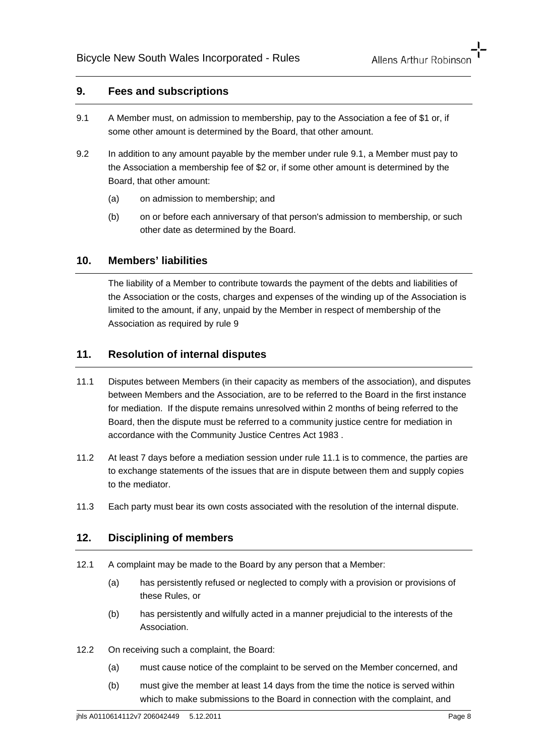## 9. Fees and subscriptions

9.1 A Member must, on admission to membership, pay to the Association a fee of $1 or, if some other amount is determined by the Board, that other amount.

9.2 In addition to any amount payable by the member under rule 9.1, a Member must pay to the Association a membership fee of $2 or, if some other amount is determined by the Board, that other amount:

(a) on admission to membership; and

(b) on or before each anniversary of that person's admission to membership, or such other date as determined by the Board.

## 10. Members' liabilities

The liability of a Member to contribute towards the payment of the debts and liabilities of the Association or the costs, charges and expenses of the winding up of the Association is limited to the amount, if any, unpaid by the Member in respect of membership of the Association as required by rule 9

## 11. Resolution of internal disputes

11.1 Disputes between Members (in their capacity as members of the association), and disputes between Members and the Association, are to be referred to the Board in the first instance for mediation. If the dispute remains unresolved within 2 months of being referred to the Board, then the dispute must be referred to a community justice centre for mediation in accordance with the Community Justice Centres Act 1983 .

11.2 At least 7 days before a mediation session under rule 11.1 is to commence, the parties are to exchange statements of the issues that are in dispute between them and supply copies to the mediator.

11.3 Each party must bear its own costs associated with the resolution of the internal dispute.

## 12. Disciplining of members

12.1 A complaint may be made to the Board by any person that a Member:

(a) has persistently refused or neglected to comply with a provision or provisions of these Rules, or

(b) has persistently and wilfully acted in a manner prejudicial to the interests of the Association.

12.2 On receiving such a complaint, the Board:

(a) must cause notice of the complaint to be served on the Member concerned, and

(b) must give the member at least 14 days from the time the notice is served within which to make submissions to the Board in connection with the complaint, and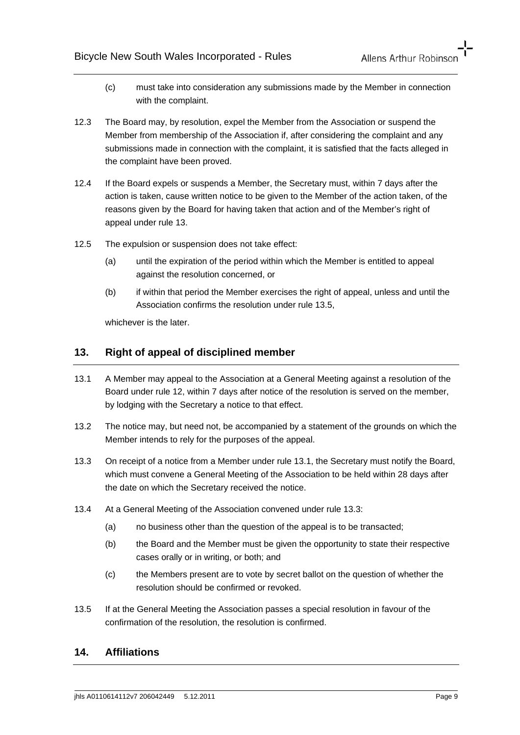(c) must take into consideration any submissions made by the Member in connection with the complaint.

12.3 The Board may, by resolution, expel the Member from the Association or suspend the Member from membership of the Association if, after considering the complaint and any submissions made in connection with the complaint, it is satisfied that the facts alleged in the complaint have been proved.

12.4 If the Board expels or suspends a Member, the Secretary must, within 7 days after the action is taken, cause written notice to be given to the Member of the action taken, of the reasons given by the Board for having taken that action and of the Member's right of appeal under rule 13.

12.5 The expulsion or suspension does not take effect:

(a) until the expiration of the period within which the Member is entitled to appeal against the resolution concerned, or

(b) if within that period the Member exercises the right of appeal, unless and until the Association confirms the resolution under rule 13.5,

whichever is the later.

## 13. Right of appeal of disciplined member

13.1 A Member may appeal to the Association at a General Meeting against a resolution of the Board under rule 12, within 7 days after notice of the resolution is served on the member, by lodging with the Secretary a notice to that effect.

13.2 The notice may, but need not, be accompanied by a statement of the grounds on which the Member intends to rely for the purposes of the appeal.

13.3 On receipt of a notice from a Member under rule 13.1, the Secretary must notify the Board, which must convene a General Meeting of the Association to be held within 28 days after the date on which the Secretary received the notice.

13.4 At a General Meeting of the Association convened under rule 13.3:

(a) no business other than the question of the appeal is to be transacted;

(b) the Board and the Member must be given the opportunity to state their respective cases orally or in writing, or both; and

(c) the Members present are to vote by secret ballot on the question of whether the resolution should be confirmed or revoked.

13.5 If at the General Meeting the Association passes a special resolution in favour of the confirmation of the resolution, the resolution is confirmed.

## 14. Affiliations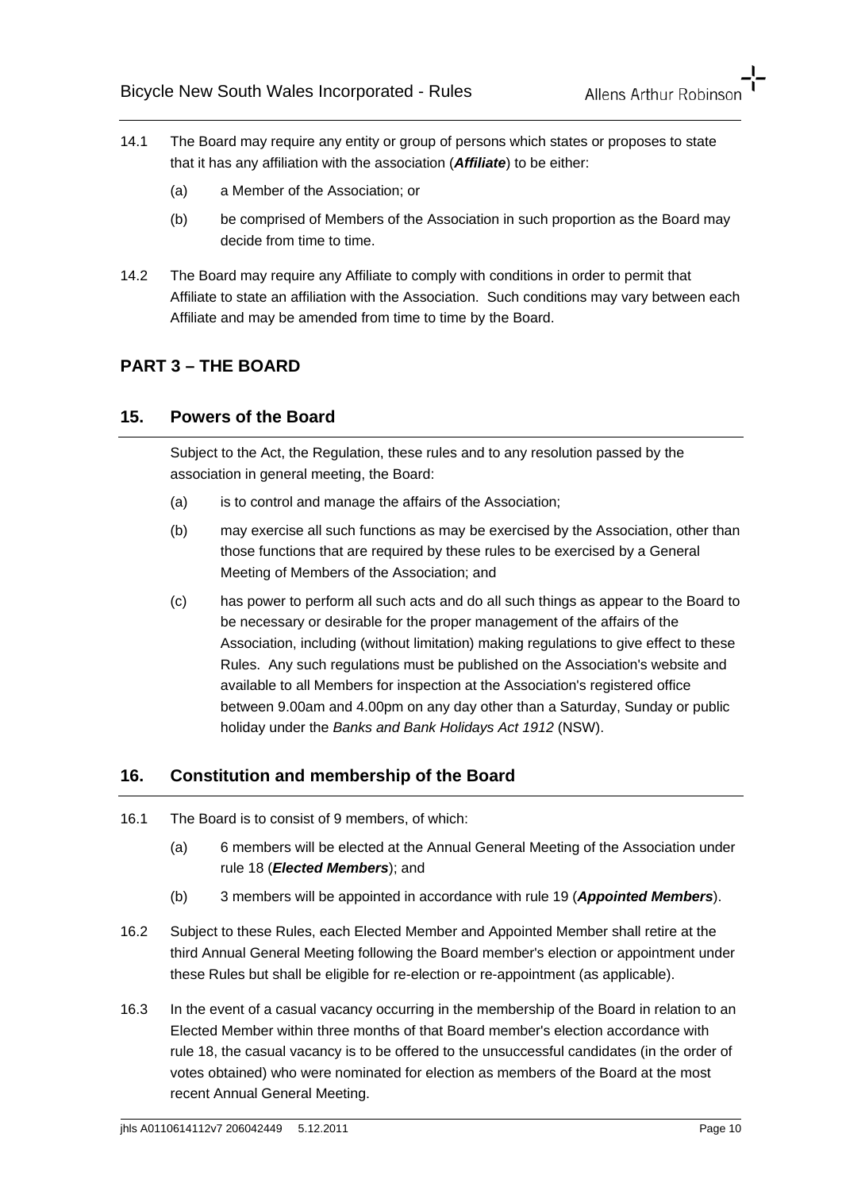14.1 The Board may require any entity or group of persons which states or proposes to state that it has any affiliation with the association (***Affiliate***) to be either:

(a) a Member of the Association; or

(b) be comprised of Members of the Association in such proportion as the Board may decide from time to time.

14.2 The Board may require any Affiliate to comply with conditions in order to permit that Affiliate to state an affiliation with the Association. Such conditions may vary between each Affiliate and may be amended from time to time by the Board.

## PART 3 – THE BOARD

## 15. Powers of the Board

Subject to the Act, the Regulation, these rules and to any resolution passed by the association in general meeting, the Board:

(a) is to control and manage the affairs of the Association;

(b) may exercise all such functions as may be exercised by the Association, other than those functions that are required by these rules to be exercised by a General Meeting of Members of the Association; and

(c) has power to perform all such acts and do all such things as appear to the Board to be necessary or desirable for the proper management of the affairs of the Association, including (without limitation) making regulations to give effect to these Rules. Any such regulations must be published on the Association's website and available to all Members for inspection at the Association's registered office between 9.00am and 4.00pm on any day other than a Saturday, Sunday or public holiday under the *Banks and Bank Holidays Act 1912* (NSW).

## 16. Constitution and membership of the Board

16.1 The Board is to consist of 9 members, of which:

(a) 6 members will be elected at the Annual General Meeting of the Association under rule 18 (***Elected Members***); and

(b) 3 members will be appointed in accordance with rule 19 (***Appointed Members***).

16.2 Subject to these Rules, each Elected Member and Appointed Member shall retire at the third Annual General Meeting following the Board member's election or appointment under these Rules but shall be eligible for re-election or re-appointment (as applicable).

16.3 In the event of a casual vacancy occurring in the membership of the Board in relation to an Elected Member within three months of that Board member's election accordance with rule 18, the casual vacancy is to be offered to the unsuccessful candidates (in the order of votes obtained) who were nominated for election as members of the Board at the most recent Annual General Meeting.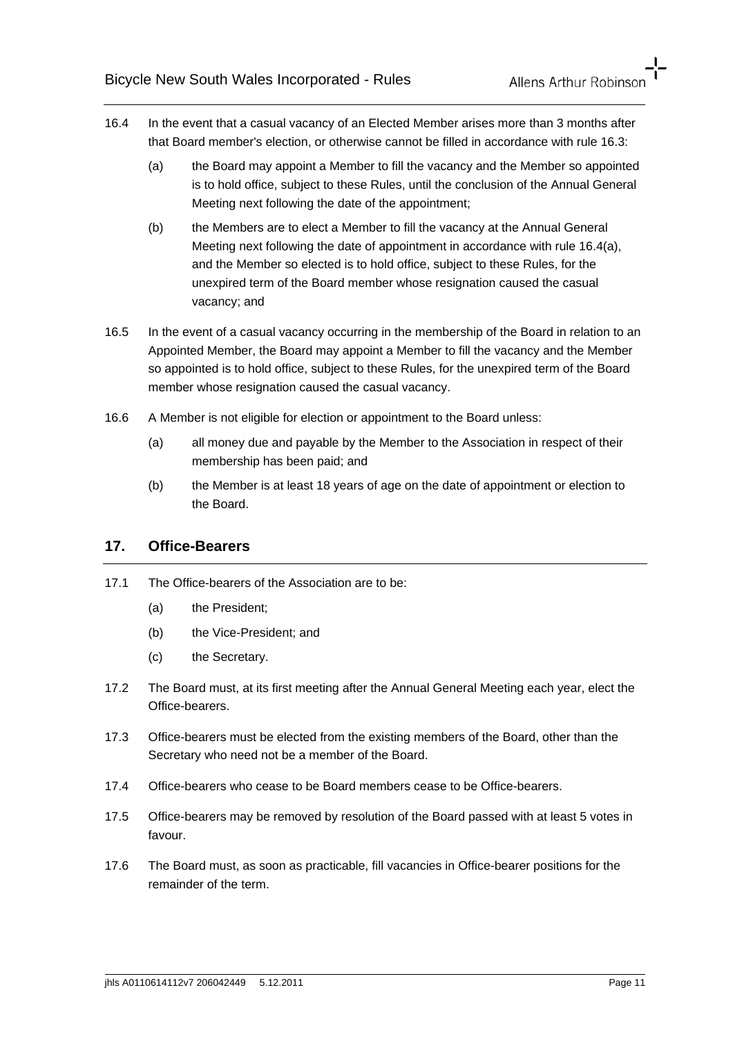16.4 In the event that a casual vacancy of an Elected Member arises more than 3 months after that Board member's election, or otherwise cannot be filled in accordance with rule 16.3:

(a) the Board may appoint a Member to fill the vacancy and the Member so appointed is to hold office, subject to these Rules, until the conclusion of the Annual General Meeting next following the date of the appointment;

(b) the Members are to elect a Member to fill the vacancy at the Annual General Meeting next following the date of appointment in accordance with rule 16.4(a), and the Member so elected is to hold office, subject to these Rules, for the unexpired term of the Board member whose resignation caused the casual vacancy; and

16.5 In the event of a casual vacancy occurring in the membership of the Board in relation to an Appointed Member, the Board may appoint a Member to fill the vacancy and the Member so appointed is to hold office, subject to these Rules, for the unexpired term of the Board member whose resignation caused the casual vacancy.

16.6 A Member is not eligible for election or appointment to the Board unless:

(a) all money due and payable by the Member to the Association in respect of their membership has been paid; and

(b) the Member is at least 18 years of age on the date of appointment or election to the Board.

## 17. Office-Bearers

17.1 The Office-bearers of the Association are to be:

(a) the President;

(b) the Vice-President; and

(c) the Secretary.

17.2 The Board must, at its first meeting after the Annual General Meeting each year, elect the Office-bearers.

17.3 Office-bearers must be elected from the existing members of the Board, other than the Secretary who need not be a member of the Board.

17.4 Office-bearers who cease to be Board members cease to be Office-bearers.

17.5 Office-bearers may be removed by resolution of the Board passed with at least 5 votes in favour.

17.6 The Board must, as soon as practicable, fill vacancies in Office-bearer positions for the remainder of the term.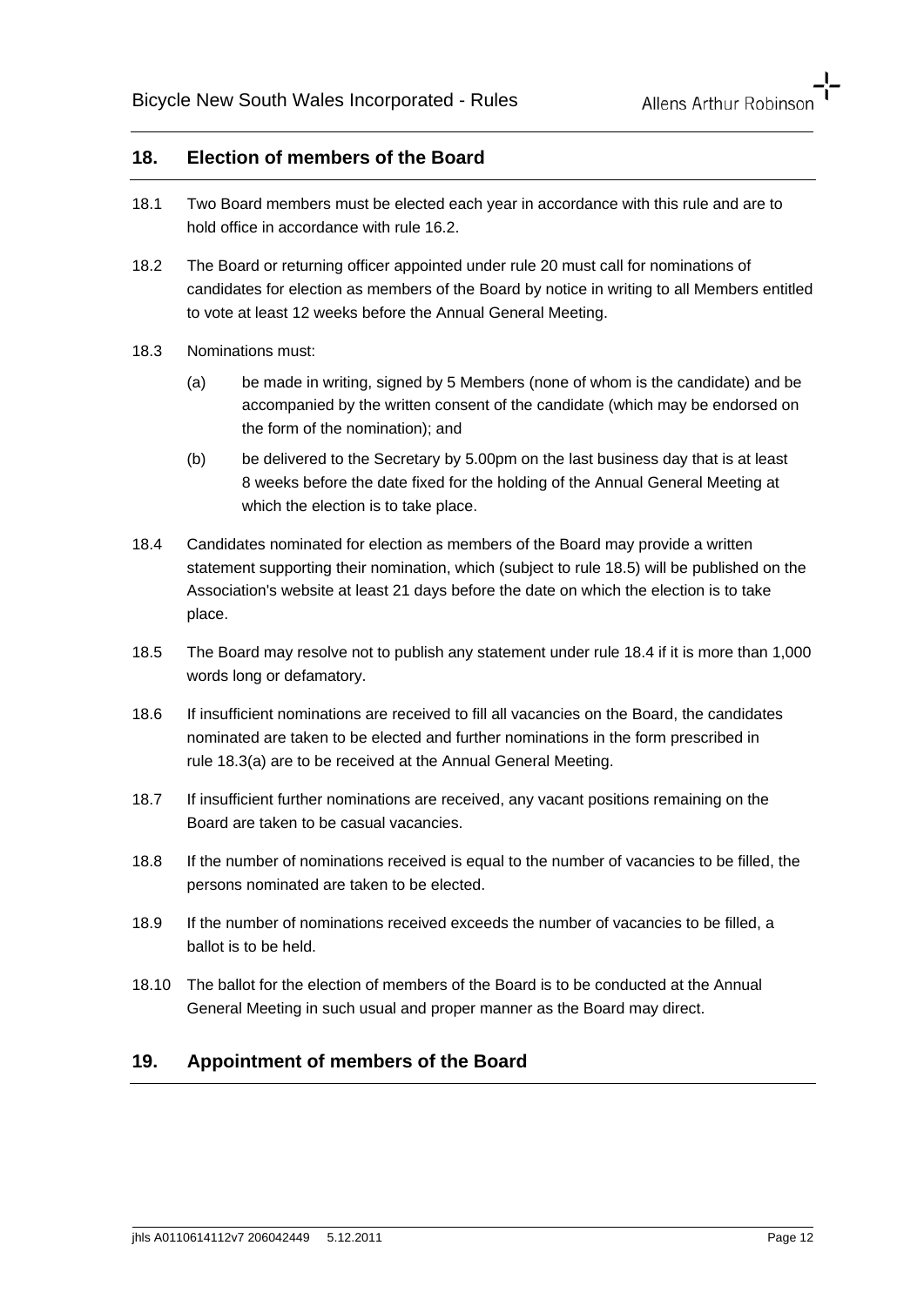## 18. Election of members of the Board

18.1 Two Board members must be elected each year in accordance with this rule and are to hold office in accordance with rule 16.2.

18.2 The Board or returning officer appointed under rule 20 must call for nominations of candidates for election as members of the Board by notice in writing to all Members entitled to vote at least 12 weeks before the Annual General Meeting.

18.3 Nominations must:

(a) be made in writing, signed by 5 Members (none of whom is the candidate) and be accompanied by the written consent of the candidate (which may be endorsed on the form of the nomination); and

(b) be delivered to the Secretary by 5.00pm on the last business day that is at least 8 weeks before the date fixed for the holding of the Annual General Meeting at which the election is to take place.

18.4 Candidates nominated for election as members of the Board may provide a written statement supporting their nomination, which (subject to rule 18.5) will be published on the Association's website at least 21 days before the date on which the election is to take place.

18.5 The Board may resolve not to publish any statement under rule 18.4 if it is more than 1,000 words long or defamatory.

18.6 If insufficient nominations are received to fill all vacancies on the Board, the candidates nominated are taken to be elected and further nominations in the form prescribed in rule 18.3(a) are to be received at the Annual General Meeting.

18.7 If insufficient further nominations are received, any vacant positions remaining on the Board are taken to be casual vacancies.

18.8 If the number of nominations received is equal to the number of vacancies to be filled, the persons nominated are taken to be elected.

18.9 If the number of nominations received exceeds the number of vacancies to be filled, a ballot is to be held.

18.10 The ballot for the election of members of the Board is to be conducted at the Annual General Meeting in such usual and proper manner as the Board may direct.

## 19. Appointment of members of the Board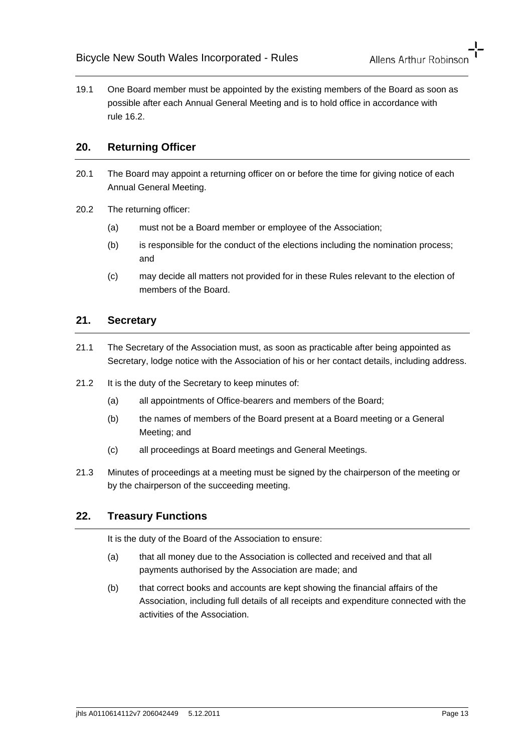19.1 One Board member must be appointed by the existing members of the Board as soon as possible after each Annual General Meeting and is to hold office in accordance with rule 16.2.

## 20. Returning Officer

20.1 The Board may appoint a returning officer on or before the time for giving notice of each Annual General Meeting.

20.2 The returning officer:

(a) must not be a Board member or employee of the Association;

(b) is responsible for the conduct of the elections including the nomination process; and

(c) may decide all matters not provided for in these Rules relevant to the election of members of the Board.

## 21. Secretary

21.1 The Secretary of the Association must, as soon as practicable after being appointed as Secretary, lodge notice with the Association of his or her contact details, including address.

21.2 It is the duty of the Secretary to keep minutes of:

(a) all appointments of Office-bearers and members of the Board;

(b) the names of members of the Board present at a Board meeting or a General Meeting; and

(c) all proceedings at Board meetings and General Meetings.

21.3 Minutes of proceedings at a meeting must be signed by the chairperson of the meeting or by the chairperson of the succeeding meeting.

## 22. Treasury Functions

It is the duty of the Board of the Association to ensure:

(a) that all money due to the Association is collected and received and that all payments authorised by the Association are made; and

(b) that correct books and accounts are kept showing the financial affairs of the Association, including full details of all receipts and expenditure connected with the activities of the Association.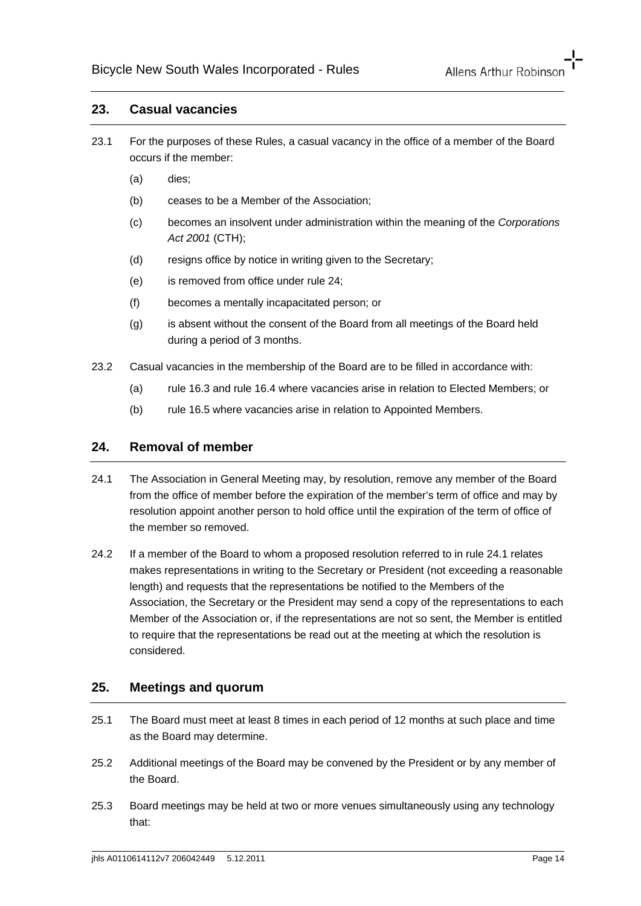## 23. Casual vacancies

23.1 For the purposes of these Rules, a casual vacancy in the office of a member of the Board occurs if the member:

(a) dies;

(b) ceases to be a Member of the Association;

(c) becomes an insolvent under administration within the meaning of the *Corporations Act 2001* (CTH);

(d) resigns office by notice in writing given to the Secretary;

(e) is removed from office under rule 24;

(f) becomes a mentally incapacitated person; or

(g) is absent without the consent of the Board from all meetings of the Board held during a period of 3 months.

23.2 Casual vacancies in the membership of the Board are to be filled in accordance with:

(a) rule 16.3 and rule 16.4 where vacancies arise in relation to Elected Members; or

(b) rule 16.5 where vacancies arise in relation to Appointed Members.

## 24. Removal of member

24.1 The Association in General Meeting may, by resolution, remove any member of the Board from the office of member before the expiration of the member's term of office and may by resolution appoint another person to hold office until the expiration of the term of office of the member so removed.

24.2 If a member of the Board to whom a proposed resolution referred to in rule 24.1 relates makes representations in writing to the Secretary or President (not exceeding a reasonable length) and requests that the representations be notified to the Members of the Association, the Secretary or the President may send a copy of the representations to each Member of the Association or, if the representations are not so sent, the Member is entitled to require that the representations be read out at the meeting at which the resolution is considered.

## 25. Meetings and quorum

25.1 The Board must meet at least 8 times in each period of 12 months at such place and time as the Board may determine.

25.2 Additional meetings of the Board may be convened by the President or by any member of the Board.

25.3 Board meetings may be held at two or more venues simultaneously using any technology that: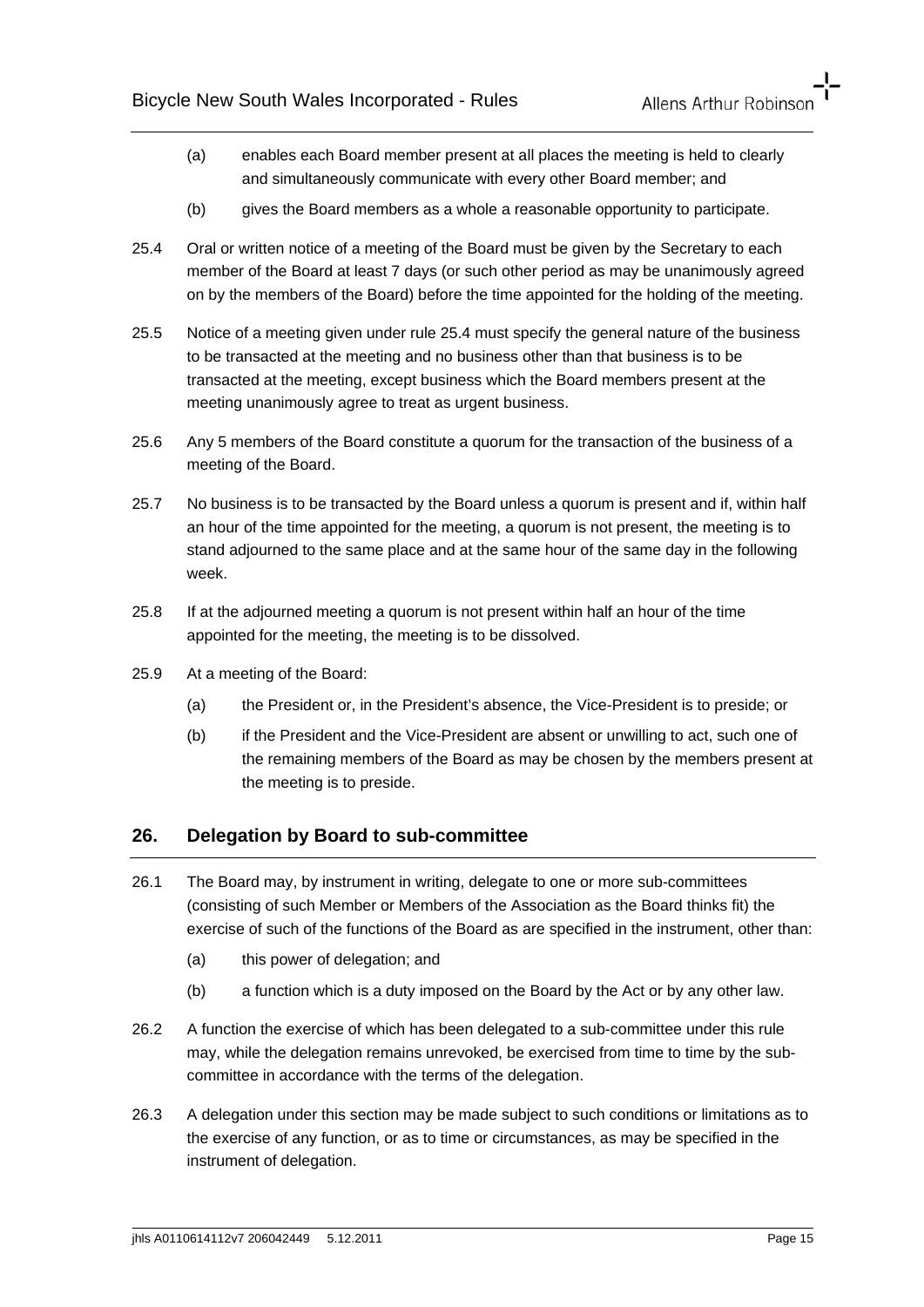(a) enables each Board member present at all places the meeting is held to clearly and simultaneously communicate with every other Board member; and

(b) gives the Board members as a whole a reasonable opportunity to participate.

25.4 Oral or written notice of a meeting of the Board must be given by the Secretary to each member of the Board at least 7 days (or such other period as may be unanimously agreed on by the members of the Board) before the time appointed for the holding of the meeting.

25.5 Notice of a meeting given under rule 25.4 must specify the general nature of the business to be transacted at the meeting and no business other than that business is to be transacted at the meeting, except business which the Board members present at the meeting unanimously agree to treat as urgent business.

25.6 Any 5 members of the Board constitute a quorum for the transaction of the business of a meeting of the Board.

25.7 No business is to be transacted by the Board unless a quorum is present and if, within half an hour of the time appointed for the meeting, a quorum is not present, the meeting is to stand adjourned to the same place and at the same hour of the same day in the following week.

25.8 If at the adjourned meeting a quorum is not present within half an hour of the time appointed for the meeting, the meeting is to be dissolved.

25.9 At a meeting of the Board:

(a) the President or, in the President's absence, the Vice-President is to preside; or

(b) if the President and the Vice-President are absent or unwilling to act, such one of the remaining members of the Board as may be chosen by the members present at the meeting is to preside.

## 26. Delegation by Board to sub-committee

26.1 The Board may, by instrument in writing, delegate to one or more sub-committees (consisting of such Member or Members of the Association as the Board thinks fit) the exercise of such of the functions of the Board as are specified in the instrument, other than:

(a) this power of delegation; and

(b) a function which is a duty imposed on the Board by the Act or by any other law.

26.2 A function the exercise of which has been delegated to a sub-committee under this rule may, while the delegation remains unrevoked, be exercised from time to time by the sub-committee in accordance with the terms of the delegation.

26.3 A delegation under this section may be made subject to such conditions or limitations as to the exercise of any function, or as to time or circumstances, as may be specified in the instrument of delegation.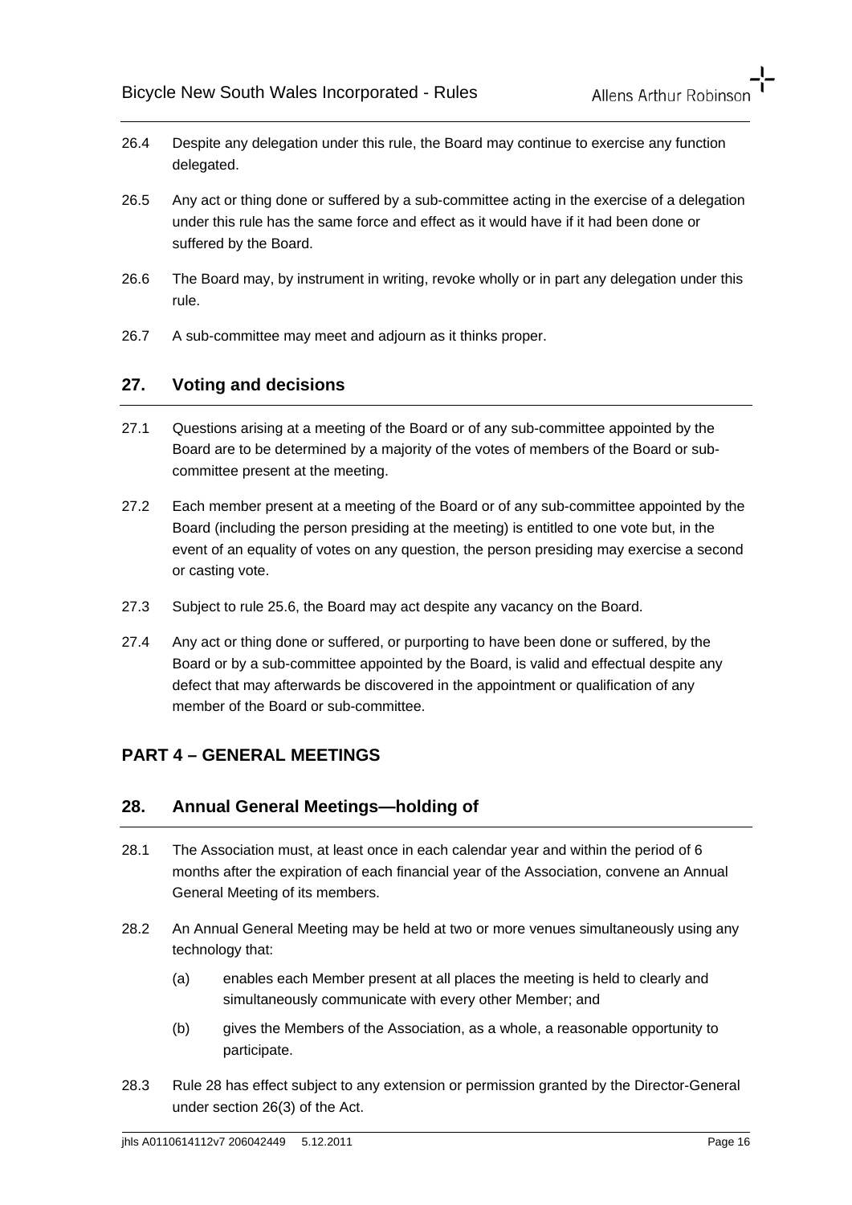26.4 Despite any delegation under this rule, the Board may continue to exercise any function delegated.

26.5 Any act or thing done or suffered by a sub-committee acting in the exercise of a delegation under this rule has the same force and effect as it would have if it had been done or suffered by the Board.

26.6 The Board may, by instrument in writing, revoke wholly or in part any delegation under this rule.

26.7 A sub-committee may meet and adjourn as it thinks proper.

## 27. Voting and decisions

27.1 Questions arising at a meeting of the Board or of any sub-committee appointed by the Board are to be determined by a majority of the votes of members of the Board or sub-committee present at the meeting.

27.2 Each member present at a meeting of the Board or of any sub-committee appointed by the Board (including the person presiding at the meeting) is entitled to one vote but, in the event of an equality of votes on any question, the person presiding may exercise a second or casting vote.

27.3 Subject to rule 25.6, the Board may act despite any vacancy on the Board.

27.4 Any act or thing done or suffered, or purporting to have been done or suffered, by the Board or by a sub-committee appointed by the Board, is valid and effectual despite any defect that may afterwards be discovered in the appointment or qualification of any member of the Board or sub-committee.

# PART 4 – GENERAL MEETINGS

## 28. Annual General Meetings—holding of

28.1 The Association must, at least once in each calendar year and within the period of 6 months after the expiration of each financial year of the Association, convene an Annual General Meeting of its members.

28.2 An Annual General Meeting may be held at two or more venues simultaneously using any technology that:

(a) enables each Member present at all places the meeting is held to clearly and simultaneously communicate with every other Member; and

(b) gives the Members of the Association, as a whole, a reasonable opportunity to participate.

28.3 Rule 28 has effect subject to any extension or permission granted by the Director-General under section 26(3) of the Act.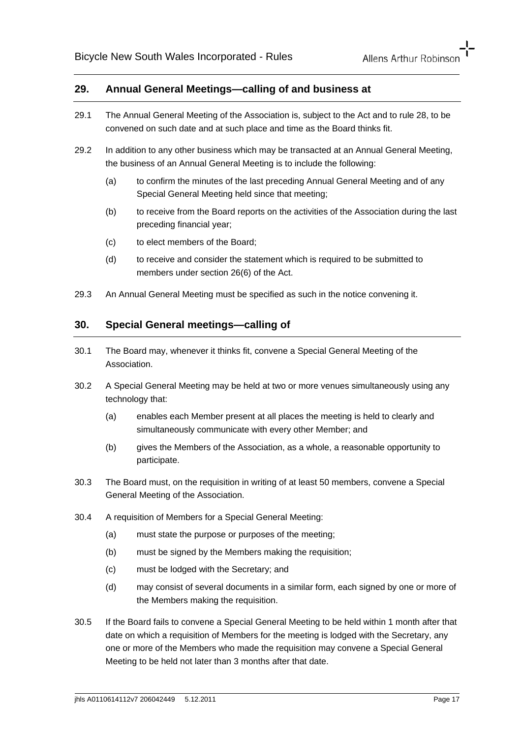## 29. Annual General Meetings—calling of and business at

29.1 The Annual General Meeting of the Association is, subject to the Act and to rule 28, to be convened on such date and at such place and time as the Board thinks fit.

29.2 In addition to any other business which may be transacted at an Annual General Meeting, the business of an Annual General Meeting is to include the following:

(a) to confirm the minutes of the last preceding Annual General Meeting and of any Special General Meeting held since that meeting;

(b) to receive from the Board reports on the activities of the Association during the last preceding financial year;

(c) to elect members of the Board;

(d) to receive and consider the statement which is required to be submitted to members under section 26(6) of the Act.

29.3 An Annual General Meeting must be specified as such in the notice convening it.

## 30. Special General meetings—calling of

30.1 The Board may, whenever it thinks fit, convene a Special General Meeting of the Association.

30.2 A Special General Meeting may be held at two or more venues simultaneously using any technology that:

(a) enables each Member present at all places the meeting is held to clearly and simultaneously communicate with every other Member; and

(b) gives the Members of the Association, as a whole, a reasonable opportunity to participate.

30.3 The Board must, on the requisition in writing of at least 50 members, convene a Special General Meeting of the Association.

30.4 A requisition of Members for a Special General Meeting:

(a) must state the purpose or purposes of the meeting;

(b) must be signed by the Members making the requisition;

(c) must be lodged with the Secretary; and

(d) may consist of several documents in a similar form, each signed by one or more of the Members making the requisition.

30.5 If the Board fails to convene a Special General Meeting to be held within 1 month after that date on which a requisition of Members for the meeting is lodged with the Secretary, any one or more of the Members who made the requisition may convene a Special General Meeting to be held not later than 3 months after that date.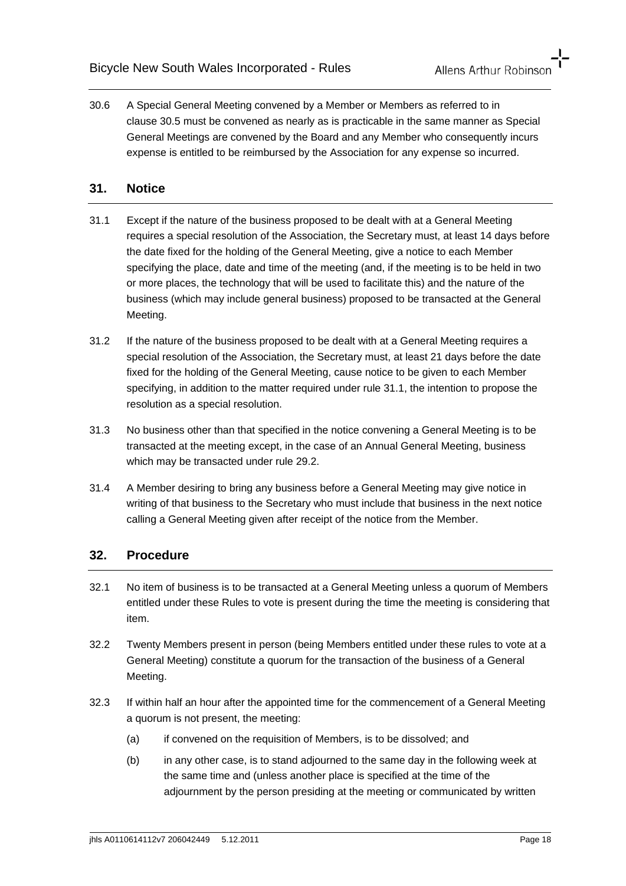30.6 A Special General Meeting convened by a Member or Members as referred to in clause 30.5 must be convened as nearly as is practicable in the same manner as Special General Meetings are convened by the Board and any Member who consequently incurs expense is entitled to be reimbursed by the Association for any expense so incurred.

## 31. Notice

31.1 Except if the nature of the business proposed to be dealt with at a General Meeting requires a special resolution of the Association, the Secretary must, at least 14 days before the date fixed for the holding of the General Meeting, give a notice to each Member specifying the place, date and time of the meeting (and, if the meeting is to be held in two or more places, the technology that will be used to facilitate this) and the nature of the business (which may include general business) proposed to be transacted at the General Meeting.

31.2 If the nature of the business proposed to be dealt with at a General Meeting requires a special resolution of the Association, the Secretary must, at least 21 days before the date fixed for the holding of the General Meeting, cause notice to be given to each Member specifying, in addition to the matter required under rule 31.1, the intention to propose the resolution as a special resolution.

31.3 No business other than that specified in the notice convening a General Meeting is to be transacted at the meeting except, in the case of an Annual General Meeting, business which may be transacted under rule 29.2.

31.4 A Member desiring to bring any business before a General Meeting may give notice in writing of that business to the Secretary who must include that business in the next notice calling a General Meeting given after receipt of the notice from the Member.

## 32. Procedure

32.1 No item of business is to be transacted at a General Meeting unless a quorum of Members entitled under these Rules to vote is present during the time the meeting is considering that item.

32.2 Twenty Members present in person (being Members entitled under these rules to vote at a General Meeting) constitute a quorum for the transaction of the business of a General Meeting.

32.3 If within half an hour after the appointed time for the commencement of a General Meeting a quorum is not present, the meeting:

(a) if convened on the requisition of Members, is to be dissolved; and

(b) in any other case, is to stand adjourned to the same day in the following week at the same time and (unless another place is specified at the time of the adjournment by the person presiding at the meeting or communicated by written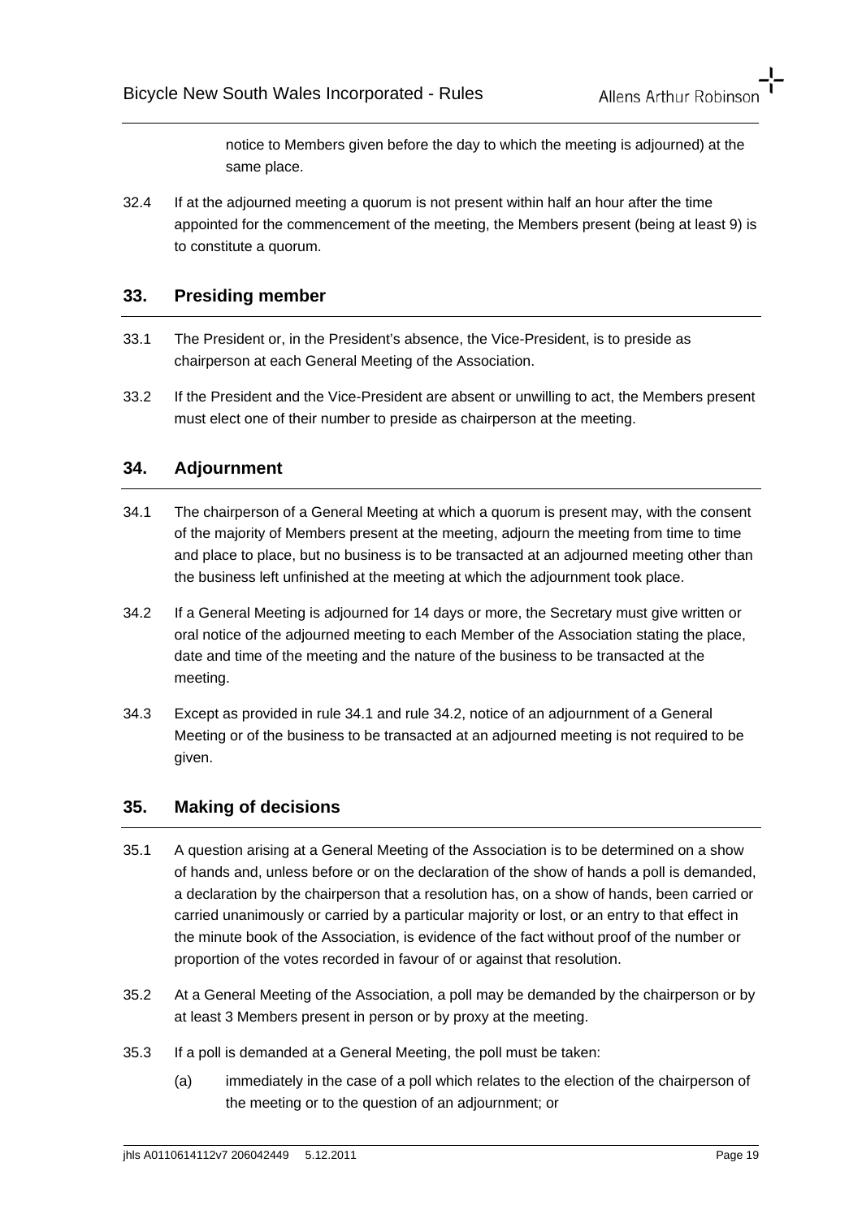notice to Members given before the day to which the meeting is adjourned) at the same place.

32.4 If at the adjourned meeting a quorum is not present within half an hour after the time appointed for the commencement of the meeting, the Members present (being at least 9) is to constitute a quorum.

## 33. Presiding member

33.1 The President or, in the President's absence, the Vice-President, is to preside as chairperson at each General Meeting of the Association.

33.2 If the President and the Vice-President are absent or unwilling to act, the Members present must elect one of their number to preside as chairperson at the meeting.

## 34. Adjournment

34.1 The chairperson of a General Meeting at which a quorum is present may, with the consent of the majority of Members present at the meeting, adjourn the meeting from time to time and place to place, but no business is to be transacted at an adjourned meeting other than the business left unfinished at the meeting at which the adjournment took place.

34.2 If a General Meeting is adjourned for 14 days or more, the Secretary must give written or oral notice of the adjourned meeting to each Member of the Association stating the place, date and time of the meeting and the nature of the business to be transacted at the meeting.

34.3 Except as provided in rule 34.1 and rule 34.2, notice of an adjournment of a General Meeting or of the business to be transacted at an adjourned meeting is not required to be given.

## 35. Making of decisions

35.1 A question arising at a General Meeting of the Association is to be determined on a show of hands and, unless before or on the declaration of the show of hands a poll is demanded, a declaration by the chairperson that a resolution has, on a show of hands, been carried or carried unanimously or carried by a particular majority or lost, or an entry to that effect in the minute book of the Association, is evidence of the fact without proof of the number or proportion of the votes recorded in favour of or against that resolution.

35.2 At a General Meeting of the Association, a poll may be demanded by the chairperson or by at least 3 Members present in person or by proxy at the meeting.

35.3 If a poll is demanded at a General Meeting, the poll must be taken:

(a) immediately in the case of a poll which relates to the election of the chairperson of the meeting or to the question of an adjournment; or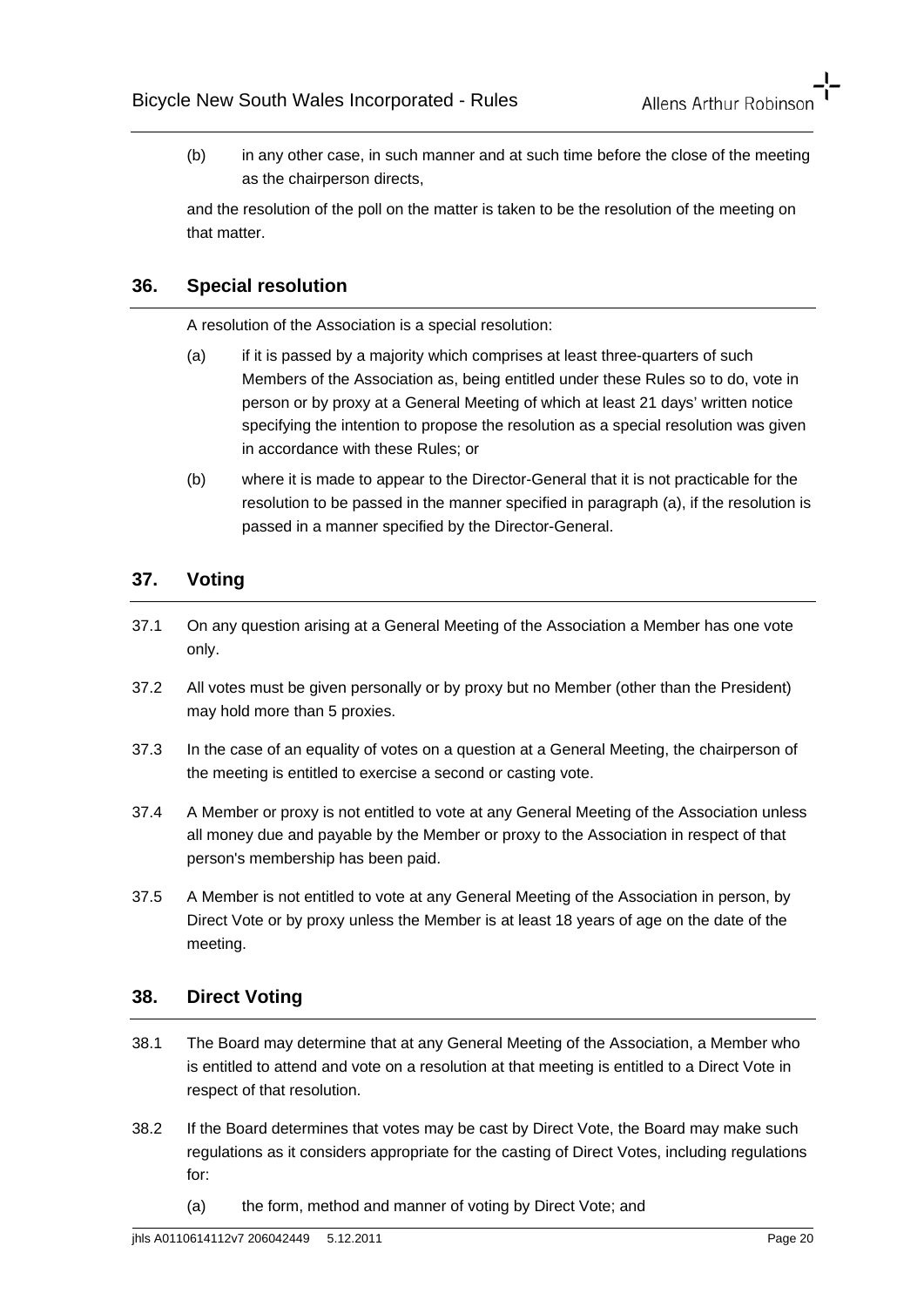(b) in any other case, in such manner and at such time before the close of the meeting as the chairperson directs,

and the resolution of the poll on the matter is taken to be the resolution of the meeting on that matter.

## 36. Special resolution

A resolution of the Association is a special resolution:

(a) if it is passed by a majority which comprises at least three-quarters of such Members of the Association as, being entitled under these Rules so to do, vote in person or by proxy at a General Meeting of which at least 21 days' written notice specifying the intention to propose the resolution as a special resolution was given in accordance with these Rules; or

(b) where it is made to appear to the Director-General that it is not practicable for the resolution to be passed in the manner specified in paragraph (a), if the resolution is passed in a manner specified by the Director-General.

## 37. Voting

37.1 On any question arising at a General Meeting of the Association a Member has one vote only.

37.2 All votes must be given personally or by proxy but no Member (other than the President) may hold more than 5 proxies.

37.3 In the case of an equality of votes on a question at a General Meeting, the chairperson of the meeting is entitled to exercise a second or casting vote.

37.4 A Member or proxy is not entitled to vote at any General Meeting of the Association unless all money due and payable by the Member or proxy to the Association in respect of that person's membership has been paid.

37.5 A Member is not entitled to vote at any General Meeting of the Association in person, by Direct Vote or by proxy unless the Member is at least 18 years of age on the date of the meeting.

## 38. Direct Voting

38.1 The Board may determine that at any General Meeting of the Association, a Member who is entitled to attend and vote on a resolution at that meeting is entitled to a Direct Vote in respect of that resolution.

38.2 If the Board determines that votes may be cast by Direct Vote, the Board may make such regulations as it considers appropriate for the casting of Direct Votes, including regulations for:

(a) the form, method and manner of voting by Direct Vote; and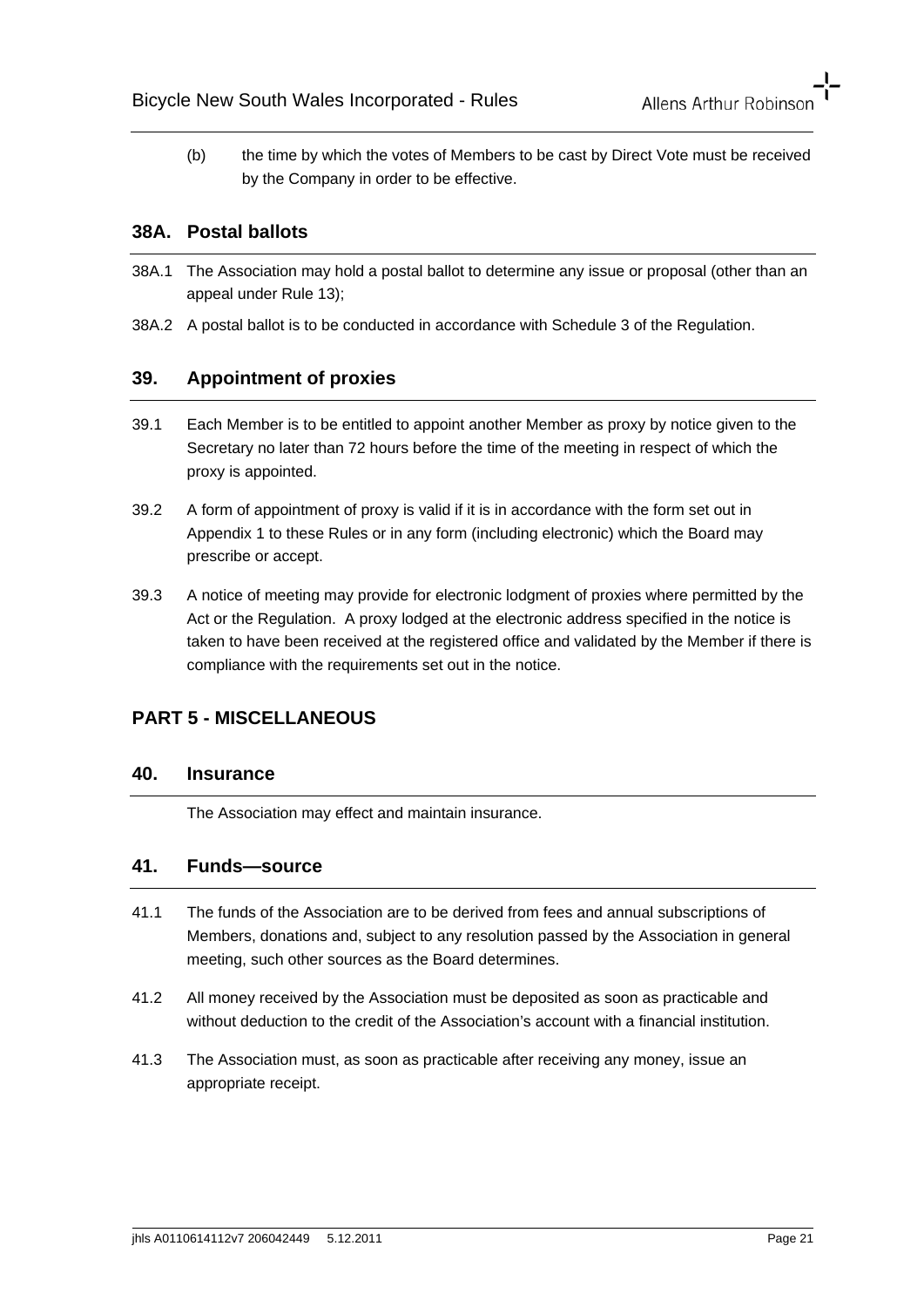(b) the time by which the votes of Members to be cast by Direct Vote must be received by the Company in order to be effective.

## 38A. Postal ballots

38A.1 The Association may hold a postal ballot to determine any issue or proposal (other than an appeal under Rule 13);

38A.2 A postal ballot is to be conducted in accordance with Schedule 3 of the Regulation.

## 39. Appointment of proxies

39.1 Each Member is to be entitled to appoint another Member as proxy by notice given to the Secretary no later than 72 hours before the time of the meeting in respect of which the proxy is appointed.

39.2 A form of appointment of proxy is valid if it is in accordance with the form set out in Appendix 1 to these Rules or in any form (including electronic) which the Board may prescribe or accept.

39.3 A notice of meeting may provide for electronic lodgment of proxies where permitted by the Act or the Regulation. A proxy lodged at the electronic address specified in the notice is taken to have been received at the registered office and validated by the Member if there is compliance with the requirements set out in the notice.

# PART 5 - MISCELLANEOUS

## 40. Insurance

The Association may effect and maintain insurance.

## 41. Funds—source

41.1 The funds of the Association are to be derived from fees and annual subscriptions of Members, donations and, subject to any resolution passed by the Association in general meeting, such other sources as the Board determines.

41.2 All money received by the Association must be deposited as soon as practicable and without deduction to the credit of the Association's account with a financial institution.

41.3 The Association must, as soon as practicable after receiving any money, issue an appropriate receipt.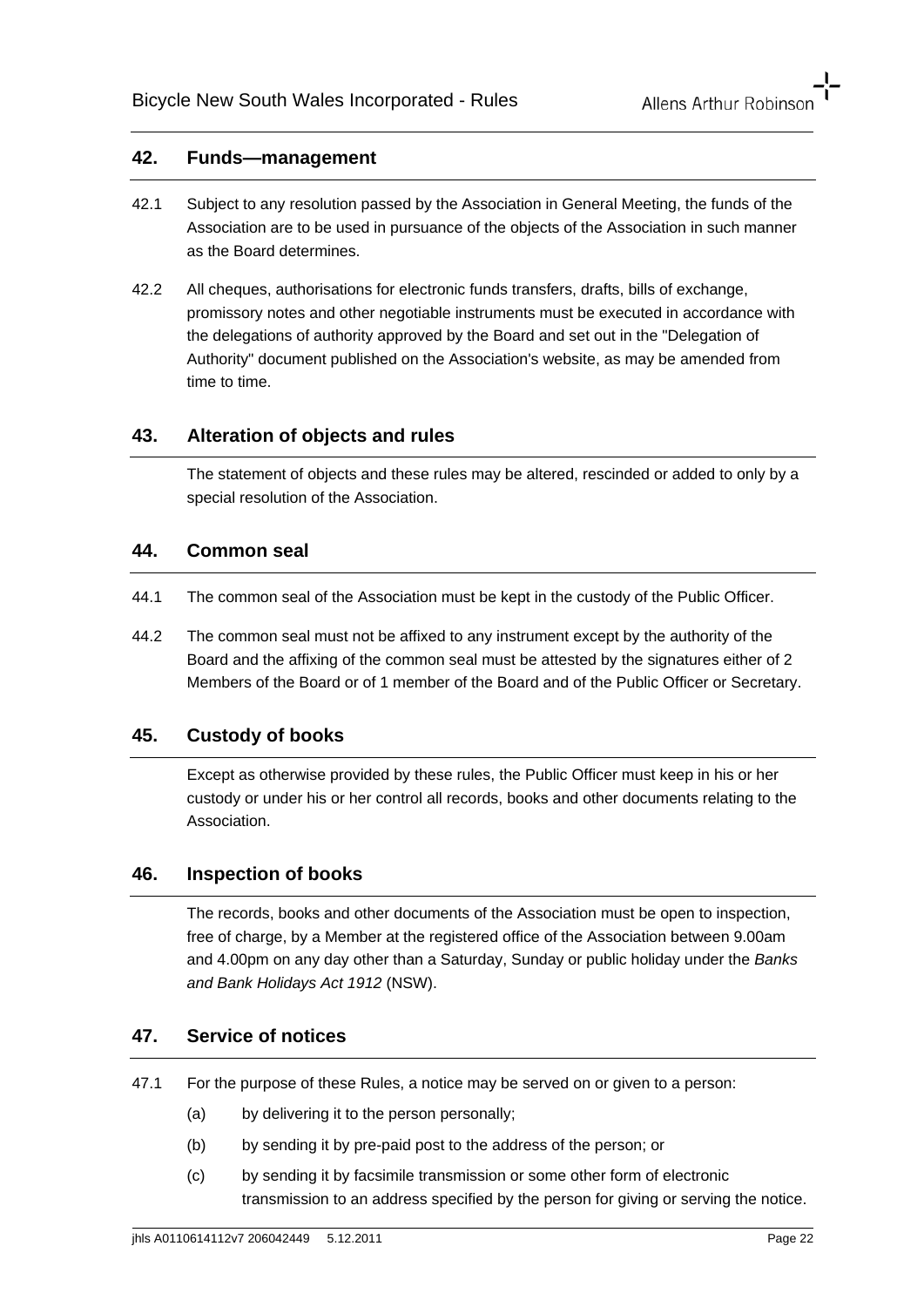## 42. Funds—management

42.1 Subject to any resolution passed by the Association in General Meeting, the funds of the Association are to be used in pursuance of the objects of the Association in such manner as the Board determines.

42.2 All cheques, authorisations for electronic funds transfers, drafts, bills of exchange, promissory notes and other negotiable instruments must be executed in accordance with the delegations of authority approved by the Board and set out in the "Delegation of Authority" document published on the Association's website, as may be amended from time to time.

## 43. Alteration of objects and rules

The statement of objects and these rules may be altered, rescinded or added to only by a special resolution of the Association.

## 44. Common seal

44.1 The common seal of the Association must be kept in the custody of the Public Officer.

44.2 The common seal must not be affixed to any instrument except by the authority of the Board and the affixing of the common seal must be attested by the signatures either of 2 Members of the Board or of 1 member of the Board and of the Public Officer or Secretary.

## 45. Custody of books

Except as otherwise provided by these rules, the Public Officer must keep in his or her custody or under his or her control all records, books and other documents relating to the Association.

## 46. Inspection of books

The records, books and other documents of the Association must be open to inspection, free of charge, by a Member at the registered office of the Association between 9.00am and 4.00pm on any day other than a Saturday, Sunday or public holiday under the *Banks and Bank Holidays Act 1912* (NSW).

## 47. Service of notices

47.1 For the purpose of these Rules, a notice may be served on or given to a person:

(a) by delivering it to the person personally;

(b) by sending it by pre-paid post to the address of the person; or

(c) by sending it by facsimile transmission or some other form of electronic transmission to an address specified by the person for giving or serving the notice.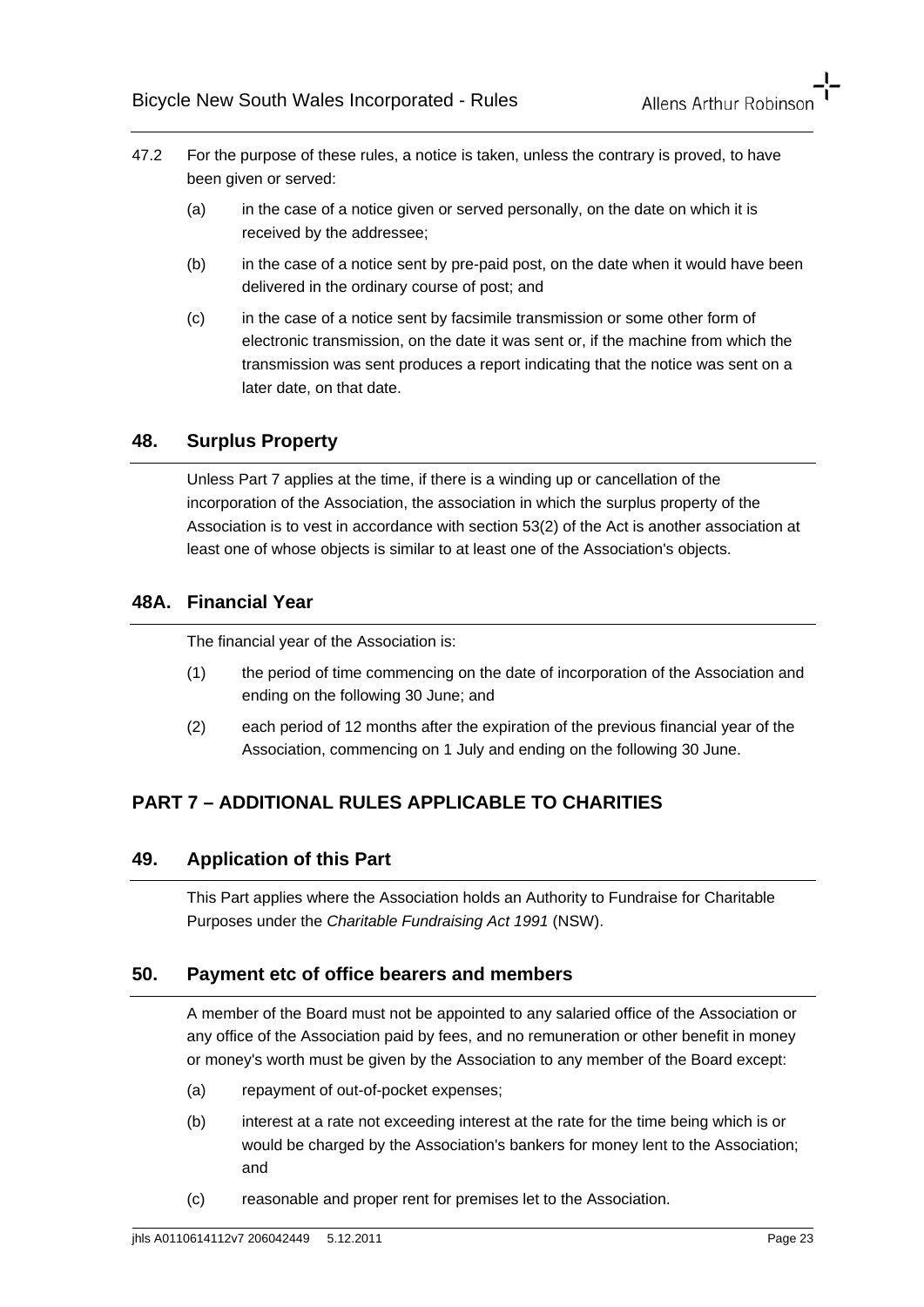47.2 For the purpose of these rules, a notice is taken, unless the contrary is proved, to have been given or served:

(a) in the case of a notice given or served personally, on the date on which it is received by the addressee;

(b) in the case of a notice sent by pre-paid post, on the date when it would have been delivered in the ordinary course of post; and

(c) in the case of a notice sent by facsimile transmission or some other form of electronic transmission, on the date it was sent or, if the machine from which the transmission was sent produces a report indicating that the notice was sent on a later date, on that date.

## 48. Surplus Property

Unless Part 7 applies at the time, if there is a winding up or cancellation of the incorporation of the Association, the association in which the surplus property of the Association is to vest in accordance with section 53(2) of the Act is another association at least one of whose objects is similar to at least one of the Association's objects.

## 48A. Financial Year

The financial year of the Association is:

(1) the period of time commencing on the date of incorporation of the Association and ending on the following 30 June; and

(2) each period of 12 months after the expiration of the previous financial year of the Association, commencing on 1 July and ending on the following 30 June.

# PART 7 – ADDITIONAL RULES APPLICABLE TO CHARITIES

## 49. Application of this Part

This Part applies where the Association holds an Authority to Fundraise for Charitable Purposes under the *Charitable Fundraising Act 1991* (NSW).

## 50. Payment etc of office bearers and members

A member of the Board must not be appointed to any salaried office of the Association or any office of the Association paid by fees, and no remuneration or other benefit in money or money's worth must be given by the Association to any member of the Board except:

(a) repayment of out-of-pocket expenses;

(b) interest at a rate not exceeding interest at the rate for the time being which is or would be charged by the Association's bankers for money lent to the Association; and

(c) reasonable and proper rent for premises let to the Association.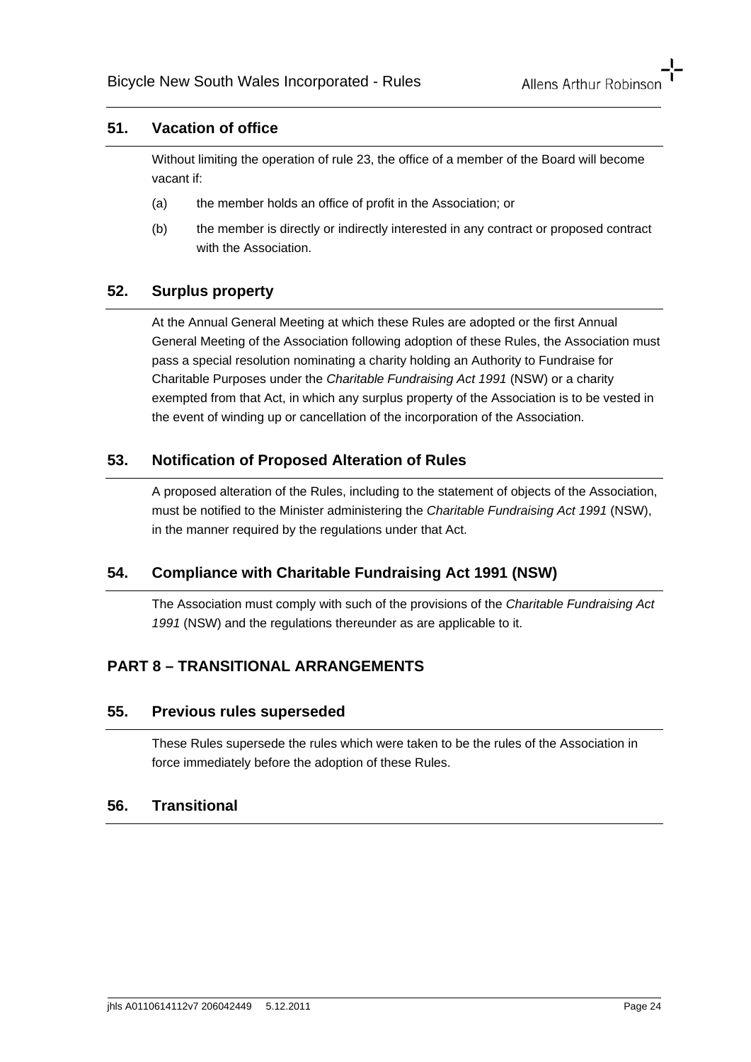## 51. Vacation of office

Without limiting the operation of rule 23, the office of a member of the Board will become vacant if:

(a) the member holds an office of profit in the Association; or

(b) the member is directly or indirectly interested in any contract or proposed contract with the Association.

## 52. Surplus property

At the Annual General Meeting at which these Rules are adopted or the first Annual General Meeting of the Association following adoption of these Rules, the Association must pass a special resolution nominating a charity holding an Authority to Fundraise for Charitable Purposes under the *Charitable Fundraising Act 1991* (NSW) or a charity exempted from that Act, in which any surplus property of the Association is to be vested in the event of winding up or cancellation of the incorporation of the Association.

## 53. Notification of Proposed Alteration of Rules

A proposed alteration of the Rules, including to the statement of objects of the Association, must be notified to the Minister administering the *Charitable Fundraising Act 1991* (NSW), in the manner required by the regulations under that Act.

## 54. Compliance with Charitable Fundraising Act 1991 (NSW)

The Association must comply with such of the provisions of the *Charitable Fundraising Act 1991* (NSW) and the regulations thereunder as are applicable to it.

# PART 8 – TRANSITIONAL ARRANGEMENTS

## 55. Previous rules superseded

These Rules supersede the rules which were taken to be the rules of the Association in force immediately before the adoption of these Rules.

## 56. Transitional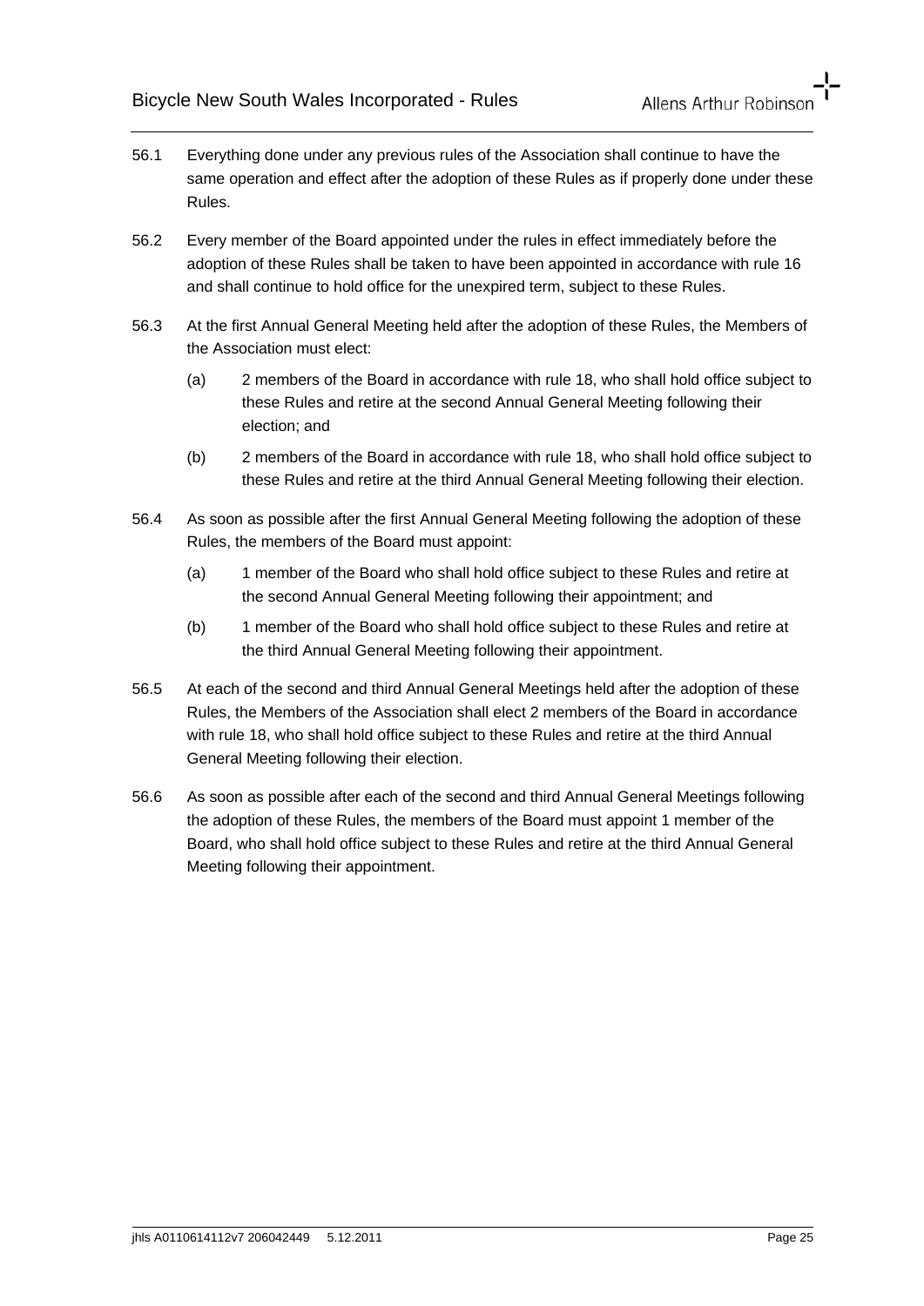56.1 Everything done under any previous rules of the Association shall continue to have the same operation and effect after the adoption of these Rules as if properly done under these Rules.

56.2 Every member of the Board appointed under the rules in effect immediately before the adoption of these Rules shall be taken to have been appointed in accordance with rule 16 and shall continue to hold office for the unexpired term, subject to these Rules.

56.3 At the first Annual General Meeting held after the adoption of these Rules, the Members of the Association must elect:

  (a) 2 members of the Board in accordance with rule 18, who shall hold office subject to these Rules and retire at the second Annual General Meeting following their election; and

  (b) 2 members of the Board in accordance with rule 18, who shall hold office subject to these Rules and retire at the third Annual General Meeting following their election.

56.4 As soon as possible after the first Annual General Meeting following the adoption of these Rules, the members of the Board must appoint:

  (a) 1 member of the Board who shall hold office subject to these Rules and retire at the second Annual General Meeting following their appointment; and

  (b) 1 member of the Board who shall hold office subject to these Rules and retire at the third Annual General Meeting following their appointment.

56.5 At each of the second and third Annual General Meetings held after the adoption of these Rules, the Members of the Association shall elect 2 members of the Board in accordance with rule 18, who shall hold office subject to these Rules and retire at the third Annual General Meeting following their election.

56.6 As soon as possible after each of the second and third Annual General Meetings following the adoption of these Rules, the members of the Board must appoint 1 member of the Board, who shall hold office subject to these Rules and retire at the third Annual General Meeting following their appointment.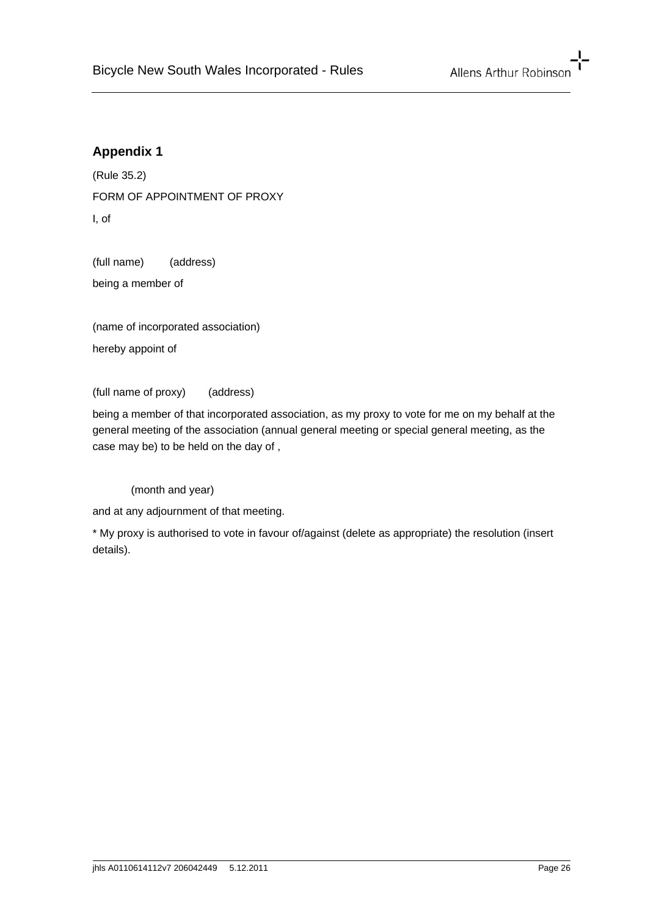## Appendix 1

(Rule 35.2)

FORM OF APPOINTMENT OF PROXY

I, of

(full name) (address)

being a member of

(name of incorporated association)

hereby appoint of

(full name of proxy) (address)

being a member of that incorporated association, as my proxy to vote for me on my behalf at the general meeting of the association (annual general meeting or special general meeting, as the case may be) to be held on the day of ,

(month and year)

and at any adjournment of that meeting.

* My proxy is authorised to vote in favour of/against (delete as appropriate) the resolution (insert details).